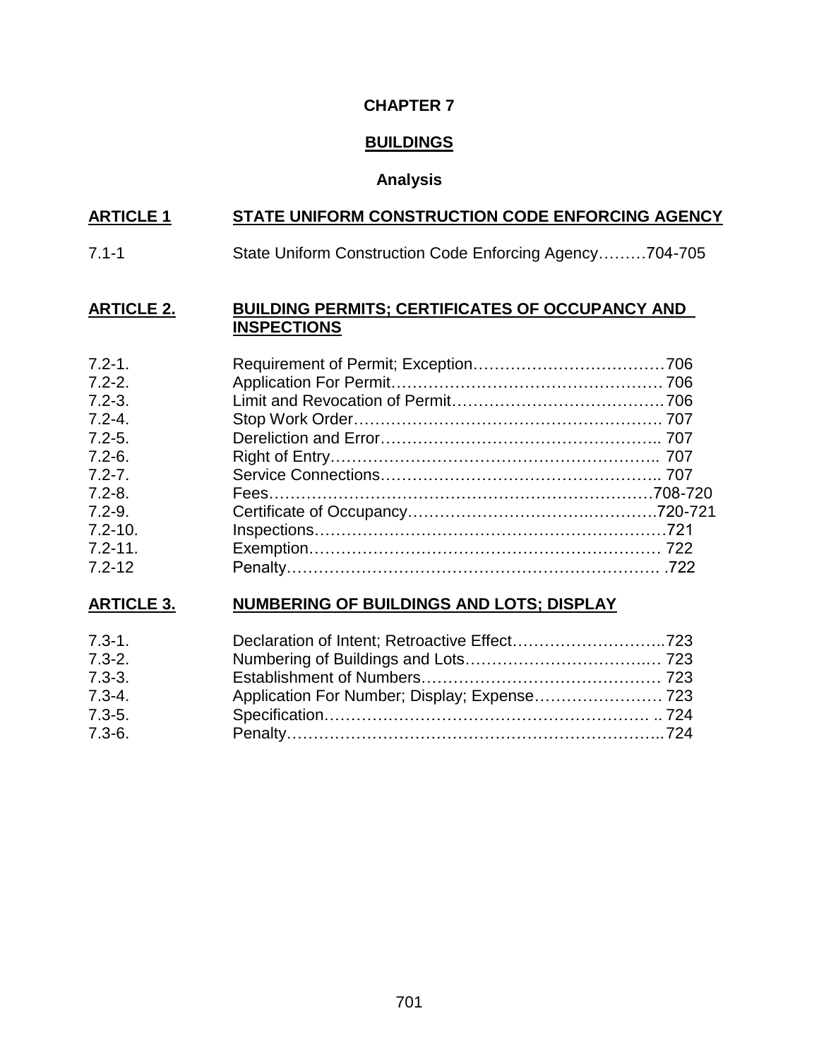# CHAPTER 7

## BUILDINGS

### Analysis

**ARTICLE 1 STATE UNIFORM CONSTRUCTION CODE ENFORCING AGENCY**

| | | |
|---|---|---|
| 7.1-1 | State Uniform Construction Code Enforcing Agency | 704-705 |

**ARTICLE 2. BUILDING PERMITS; CERTIFICATES OF OCCUPANCY AND INSPECTIONS**

| | | |
|---|---|---|
| 7.2-1. | Requirement of Permit; Exception | 706 |
| 7.2-2. | Application For Permit | 706 |
| 7.2-3. | Limit and Revocation of Permit | 706 |
| 7.2-4. | Stop Work Order | 707 |
| 7.2-5. | Dereliction and Error | 707 |
| 7.2-6. | Right of Entry | 707 |
| 7.2-7. | Service Connections | 707 |
| 7.2-8. | Fees | 708-720 |
| 7.2-9. | Certificate of Occupancy | 720-721 |
| 7.2-10. | Inspections | 721 |
| 7.2-11. | Exemption | 722 |
| 7.2-12 | Penalty | 722 |

**ARTICLE 3. NUMBERING OF BUILDINGS AND LOTS; DISPLAY**

| | | |
|---|---|---|
| 7.3-1. | Declaration of Intent; Retroactive Effect | 723 |
| 7.3-2. | Numbering of Buildings and Lots | 723 |
| 7.3-3. | Establishment of Numbers | 723 |
| 7.3-4. | Application For Number; Display; Expense | 723 |
| 7.3-5. | Specification | 724 |
| 7.3-6. | Penalty | 724 |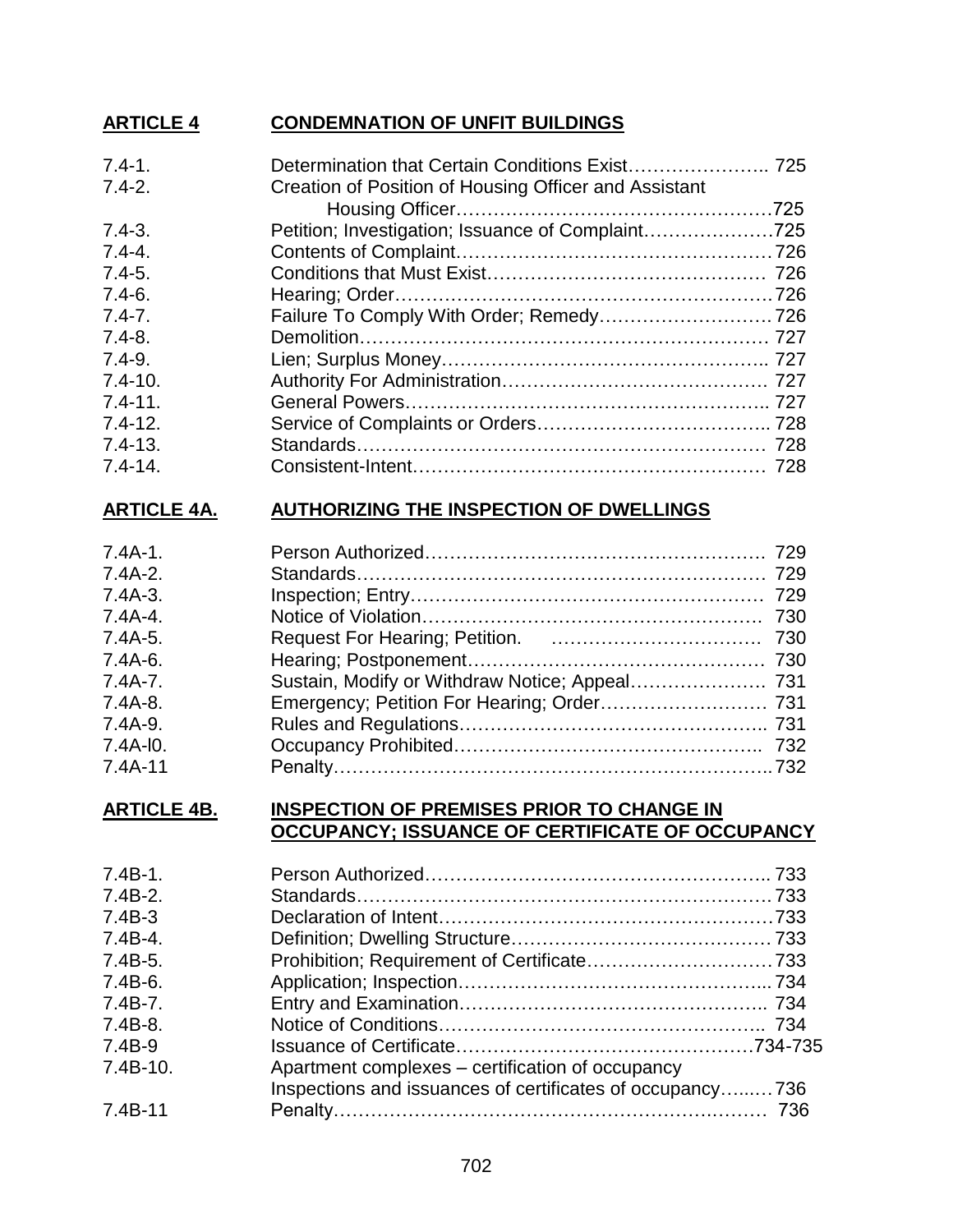## ARTICLE 4 CONDEMNATION OF UNFIT BUILDINGS

| | | |
|---|---|---|
| 7.4-1. | Determination that Certain Conditions Exist | 725 |
| 7.4-2. | Creation of Position of Housing Officer and Assistant Housing Officer | 725 |
| 7.4-3. | Petition; Investigation; Issuance of Complaint | 725 |
| 7.4-4. | Contents of Complaint | 726 |
| 7.4-5. | Conditions that Must Exist | 726 |
| 7.4-6. | Hearing; Order | 726 |
| 7.4-7. | Failure To Comply With Order; Remedy | 726 |
| 7.4-8. | Demolition | 727 |
| 7.4-9. | Lien; Surplus Money | 727 |
| 7.4-10. | Authority For Administration | 727 |
| 7.4-11. | General Powers | 727 |
| 7.4-12. | Service of Complaints or Orders | 728 |
| 7.4-13. | Standards | 728 |
| 7.4-14. | Consistent-Intent | 728 |

## ARTICLE 4A. AUTHORIZING THE INSPECTION OF DWELLINGS

| | | |
|---|---|---|
| 7.4A-1. | Person Authorized | 729 |
| 7.4A-2. | Standards | 729 |
| 7.4A-3. | Inspection; Entry | 729 |
| 7.4A-4. | Notice of Violation | 730 |
| 7.4A-5. | Request For Hearing; Petition. | 730 |
| 7.4A-6. | Hearing; Postponement | 730 |
| 7.4A-7. | Sustain, Modify or Withdraw Notice; Appeal | 731 |
| 7.4A-8. | Emergency; Petition For Hearing; Order | 731 |
| 7.4A-9. | Rules and Regulations | 731 |
| 7.4A-l0. | Occupancy Prohibited | 732 |
| 7.4A-11 | Penalty | 732 |

## ARTICLE 4B. INSPECTION OF PREMISES PRIOR TO CHANGE IN OCCUPANCY; ISSUANCE OF CERTIFICATE OF OCCUPANCY

| | | |
|---|---|---|
| 7.4B-1. | Person Authorized | 733 |
| 7.4B-2. | Standards | 733 |
| 7.4B-3 | Declaration of Intent | 733 |
| 7.4B-4. | Definition; Dwelling Structure | 733 |
| 7.4B-5. | Prohibition; Requirement of Certificate | 733 |
| 7.4B-6. | Application; Inspection | 734 |
| 7.4B-7. | Entry and Examination | 734 |
| 7.4B-8. | Notice of Conditions | 734 |
| 7.4B-9 | Issuance of Certificate | 734-735 |
| 7.4B-10. | Apartment complexes – certification of occupancy Inspections and issuances of certificates of occupancy | 736 |
| 7.4B-11 | Penalty | 736 |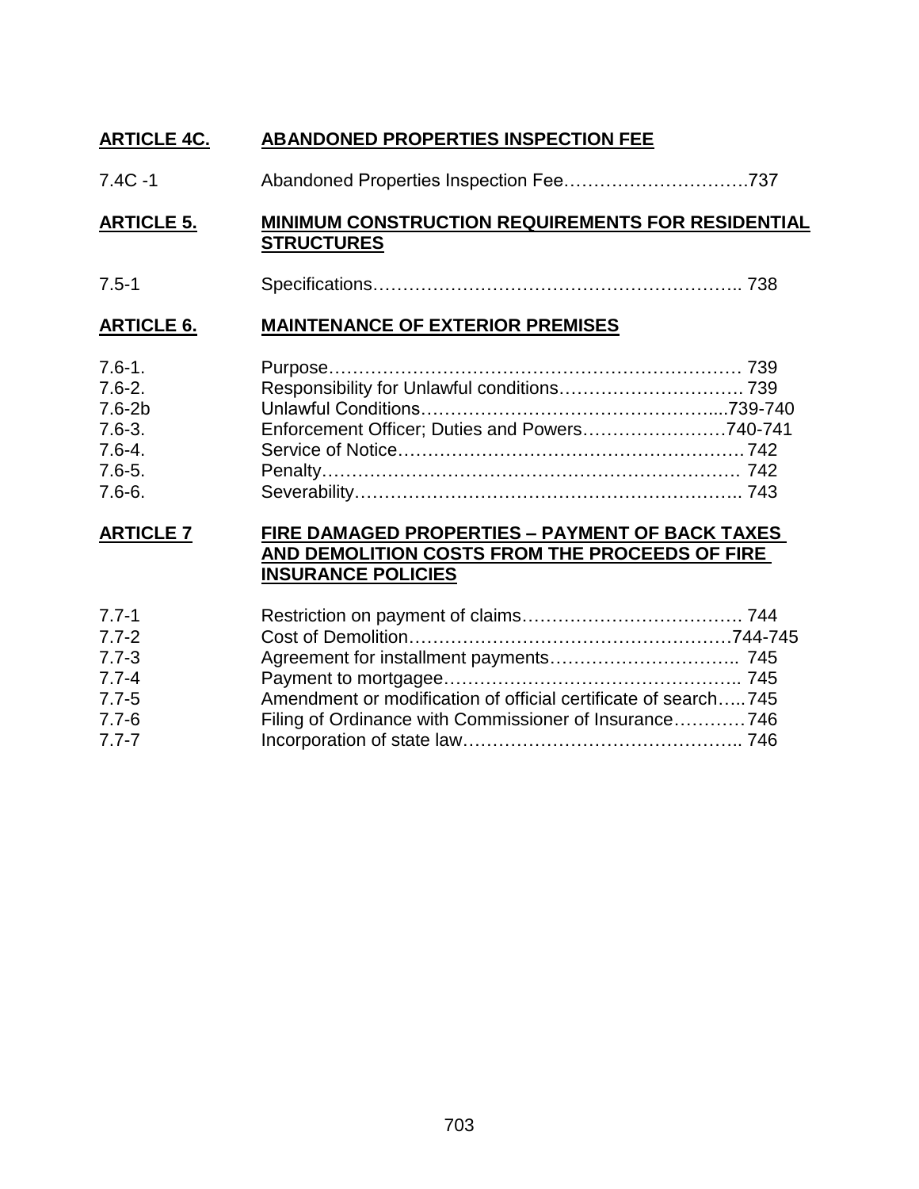**ARTICLE 4C. ABANDONED PROPERTIES INSPECTION FEE**

| | | |
|---|---|---|
| 7.4C -1 | Abandoned Properties Inspection Fee | 737 |

**ARTICLE 5. MINIMUM CONSTRUCTION REQUIREMENTS FOR RESIDENTIAL STRUCTURES**

| | | |
|---|---|---|
| 7.5-1 | Specifications | 738 |

**ARTICLE 6. MAINTENANCE OF EXTERIOR PREMISES**

| | | |
|---|---|---|
| 7.6-1. | Purpose | 739 |
| 7.6-2. | Responsibility for Unlawful conditions | 739 |
| 7.6-2b | Unlawful Conditions | 739-740 |
| 7.6-3. | Enforcement Officer; Duties and Powers | 740-741 |
| 7.6-4. | Service of Notice | 742 |
| 7.6-5. | Penalty | 742 |
| 7.6-6. | Severability | 743 |

**ARTICLE 7 FIRE DAMAGED PROPERTIES – PAYMENT OF BACK TAXES AND DEMOLITION COSTS FROM THE PROCEEDS OF FIRE INSURANCE POLICIES**

| | | |
|---|---|---|
| 7.7-1 | Restriction on payment of claims | 744 |
| 7.7-2 | Cost of Demolition | 744-745 |
| 7.7-3 | Agreement for installment payments | 745 |
| 7.7-4 | Payment to mortgagee | 745 |
| 7.7-5 | Amendment or modification of official certificate of search | 745 |
| 7.7-6 | Filing of Ordinance with Commissioner of Insurance | 746 |
| 7.7-7 | Incorporation of state law | 746 |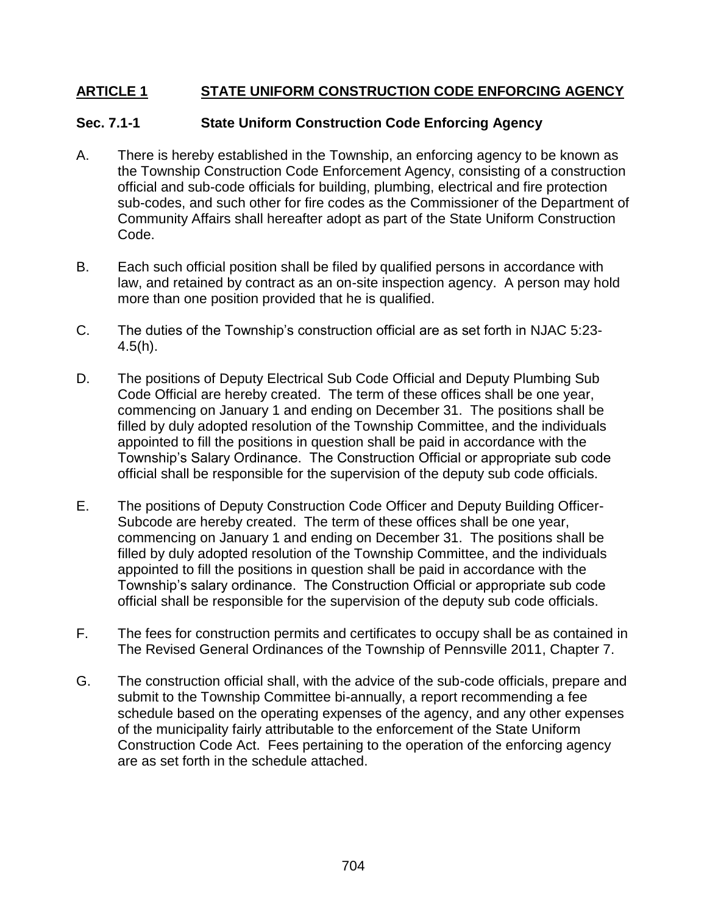## ARTICLE 1 STATE UNIFORM CONSTRUCTION CODE ENFORCING AGENCY

### Sec. 7.1-1 State Uniform Construction Code Enforcing Agency

A. There is hereby established in the Township, an enforcing agency to be known as the Township Construction Code Enforcement Agency, consisting of a construction official and sub-code officials for building, plumbing, electrical and fire protection sub-codes, and such other for fire codes as the Commissioner of the Department of Community Affairs shall hereafter adopt as part of the State Uniform Construction Code.

B. Each such official position shall be filed by qualified persons in accordance with law, and retained by contract as an on-site inspection agency. A person may hold more than one position provided that he is qualified.

C. The duties of the Township's construction official are as set forth in NJAC 5:23-4.5(h).

D. The positions of Deputy Electrical Sub Code Official and Deputy Plumbing Sub Code Official are hereby created. The term of these offices shall be one year, commencing on January 1 and ending on December 31. The positions shall be filled by duly adopted resolution of the Township Committee, and the individuals appointed to fill the positions in question shall be paid in accordance with the Township's Salary Ordinance. The Construction Official or appropriate sub code official shall be responsible for the supervision of the deputy sub code officials.

E. The positions of Deputy Construction Code Officer and Deputy Building Officer-Subcode are hereby created. The term of these offices shall be one year, commencing on January 1 and ending on December 31. The positions shall be filled by duly adopted resolution of the Township Committee, and the individuals appointed to fill the positions in question shall be paid in accordance with the Township's salary ordinance. The Construction Official or appropriate sub code official shall be responsible for the supervision of the deputy sub code officials.

F. The fees for construction permits and certificates to occupy shall be as contained in The Revised General Ordinances of the Township of Pennsville 2011, Chapter 7.

G. The construction official shall, with the advice of the sub-code officials, prepare and submit to the Township Committee bi-annually, a report recommending a fee schedule based on the operating expenses of the agency, and any other expenses of the municipality fairly attributable to the enforcement of the State Uniform Construction Code Act. Fees pertaining to the operation of the enforcing agency are as set forth in the schedule attached.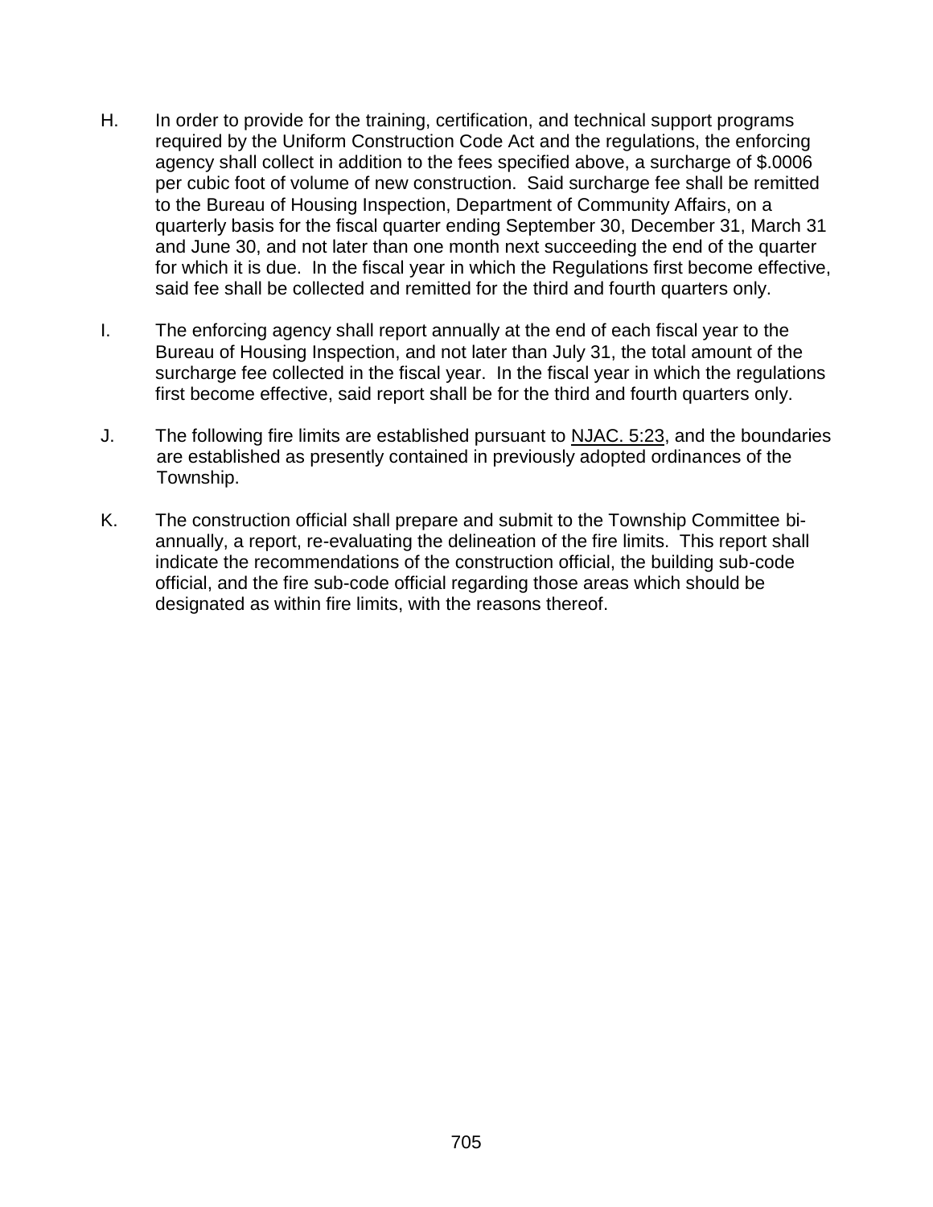H. In order to provide for the training, certification, and technical support programs required by the Uniform Construction Code Act and the regulations, the enforcing agency shall collect in addition to the fees specified above, a surcharge of $.0006 per cubic foot of volume of new construction. Said surcharge fee shall be remitted to the Bureau of Housing Inspection, Department of Community Affairs, on a quarterly basis for the fiscal quarter ending September 30, December 31, March 31 and June 30, and not later than one month next succeeding the end of the quarter for which it is due. In the fiscal year in which the Regulations first become effective, said fee shall be collected and remitted for the third and fourth quarters only.

I. The enforcing agency shall report annually at the end of each fiscal year to the Bureau of Housing Inspection, and not later than July 31, the total amount of the surcharge fee collected in the fiscal year. In the fiscal year in which the regulations first become effective, said report shall be for the third and fourth quarters only.

J. The following fire limits are established pursuant to NJAC. 5:23, and the boundaries are established as presently contained in previously adopted ordinances of the Township.

K. The construction official shall prepare and submit to the Township Committee bi-annually, a report, re-evaluating the delineation of the fire limits. This report shall indicate the recommendations of the construction official, the building sub-code official, and the fire sub-code official regarding those areas which should be designated as within fire limits, with the reasons thereof.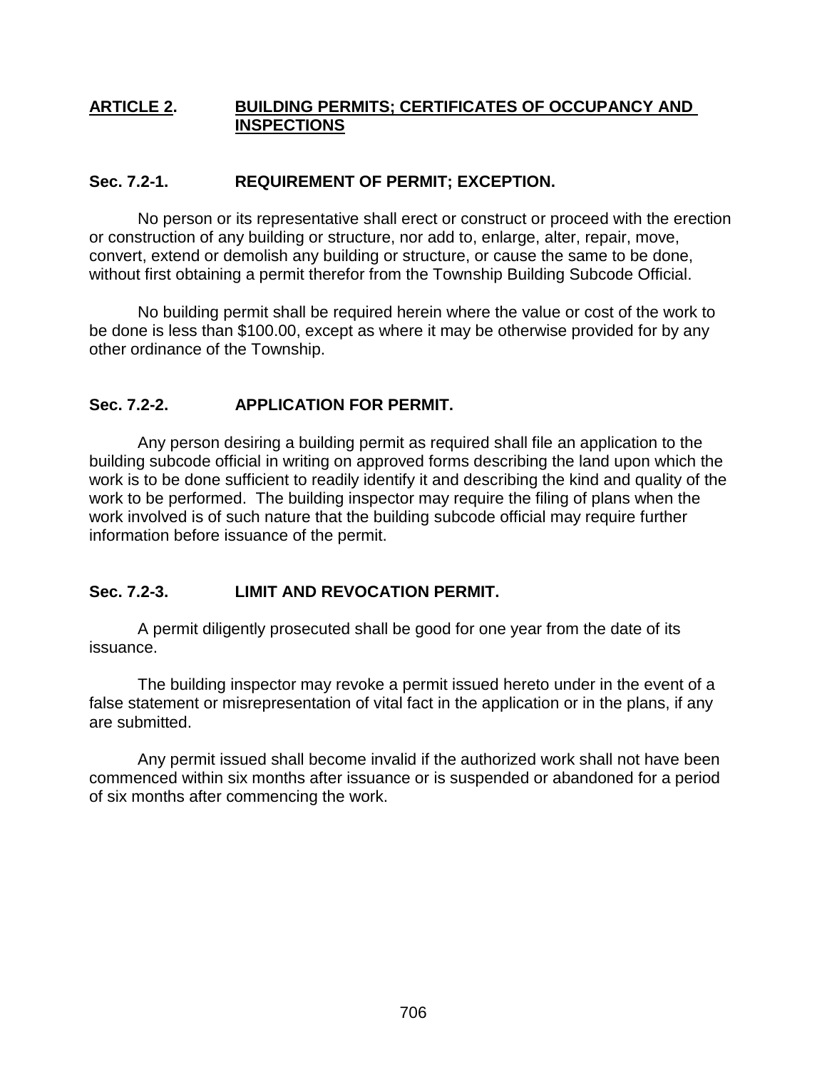## ARTICLE 2. BUILDING PERMITS; CERTIFICATES OF OCCUPANCY AND INSPECTIONS

### Sec. 7.2-1. REQUIREMENT OF PERMIT; EXCEPTION.

No person or its representative shall erect or construct or proceed with the erection or construction of any building or structure, nor add to, enlarge, alter, repair, move, convert, extend or demolish any building or structure, or cause the same to be done, without first obtaining a permit therefor from the Township Building Subcode Official.

No building permit shall be required herein where the value or cost of the work to be done is less than $100.00, except as where it may be otherwise provided for by any other ordinance of the Township.

### Sec. 7.2-2. APPLICATION FOR PERMIT.

Any person desiring a building permit as required shall file an application to the building subcode official in writing on approved forms describing the land upon which the work is to be done sufficient to readily identify it and describing the kind and quality of the work to be performed. The building inspector may require the filing of plans when the work involved is of such nature that the building subcode official may require further information before issuance of the permit.

### Sec. 7.2-3. LIMIT AND REVOCATION PERMIT.

A permit diligently prosecuted shall be good for one year from the date of its issuance.

The building inspector may revoke a permit issued hereto under in the event of a false statement or misrepresentation of vital fact in the application or in the plans, if any are submitted.

Any permit issued shall become invalid if the authorized work shall not have been commenced within six months after issuance or is suspended or abandoned for a period of six months after commencing the work.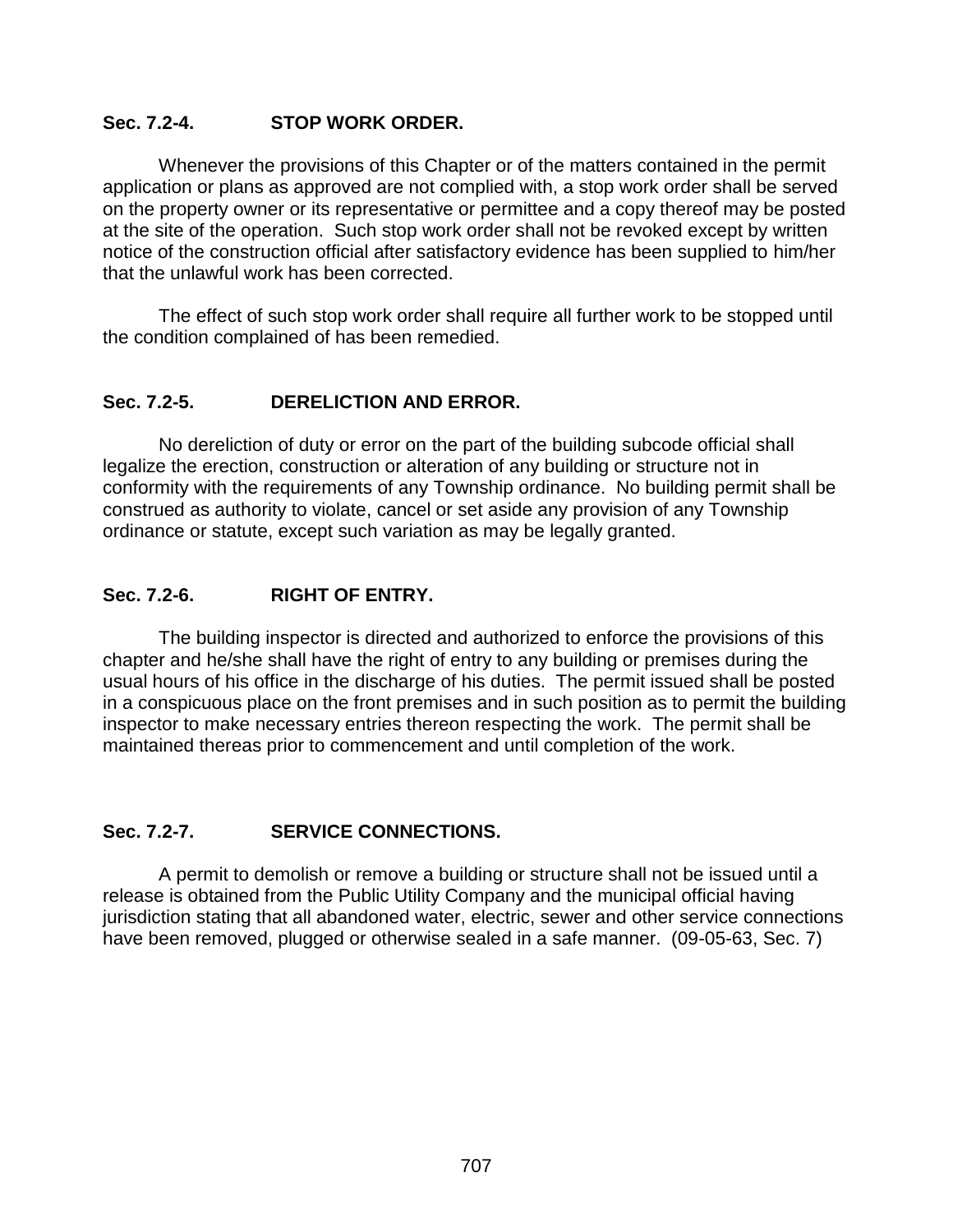### Sec. 7.2-4. STOP WORK ORDER.

Whenever the provisions of this Chapter or of the matters contained in the permit application or plans as approved are not complied with, a stop work order shall be served on the property owner or its representative or permittee and a copy thereof may be posted at the site of the operation. Such stop work order shall not be revoked except by written notice of the construction official after satisfactory evidence has been supplied to him/her that the unlawful work has been corrected.

The effect of such stop work order shall require all further work to be stopped until the condition complained of has been remedied.

### Sec. 7.2-5. DERELICTION AND ERROR.

No dereliction of duty or error on the part of the building subcode official shall legalize the erection, construction or alteration of any building or structure not in conformity with the requirements of any Township ordinance. No building permit shall be construed as authority to violate, cancel or set aside any provision of any Township ordinance or statute, except such variation as may be legally granted.

### Sec. 7.2-6. RIGHT OF ENTRY.

The building inspector is directed and authorized to enforce the provisions of this chapter and he/she shall have the right of entry to any building or premises during the usual hours of his office in the discharge of his duties. The permit issued shall be posted in a conspicuous place on the front premises and in such position as to permit the building inspector to make necessary entries thereon respecting the work. The permit shall be maintained thereas prior to commencement and until completion of the work.

### Sec. 7.2-7. SERVICE CONNECTIONS.

A permit to demolish or remove a building or structure shall not be issued until a release is obtained from the Public Utility Company and the municipal official having jurisdiction stating that all abandoned water, electric, sewer and other service connections have been removed, plugged or otherwise sealed in a safe manner. (09-05-63, Sec. 7)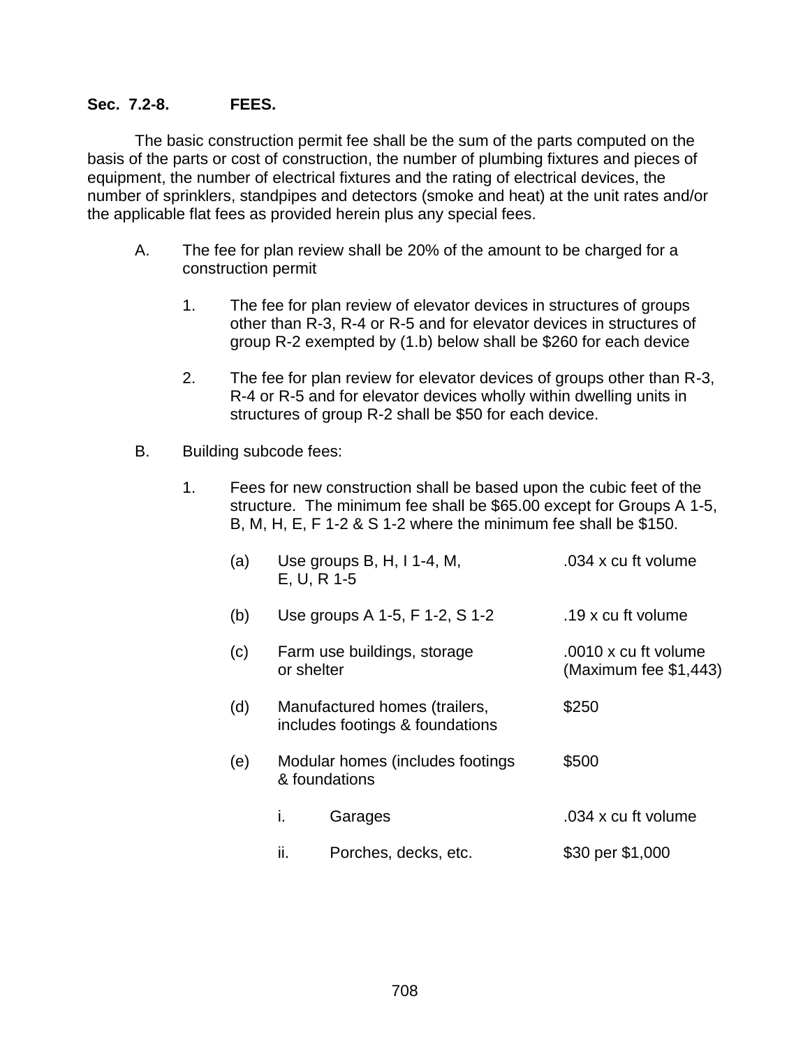## Sec. 7.2-8. FEES.

The basic construction permit fee shall be the sum of the parts computed on the basis of the parts or cost of construction, the number of plumbing fixtures and pieces of equipment, the number of electrical fixtures and the rating of electrical devices, the number of sprinklers, standpipes and detectors (smoke and heat) at the unit rates and/or the applicable flat fees as provided herein plus any special fees.

A. The fee for plan review shall be 20% of the amount to be charged for a construction permit

   1. The fee for plan review of elevator devices in structures of groups other than R-3, R-4 or R-5 and for elevator devices in structures of group R-2 exempted by (1.b) below shall be $260 for each device

   2. The fee for plan review for elevator devices of groups other than R-3, R-4 or R-5 and for elevator devices wholly within dwelling units in structures of group R-2 shall be $50 for each device.

B. Building subcode fees:

   1. Fees for new construction shall be based upon the cubic feet of the structure. The minimum fee shall be $65.00 except for Groups A 1-5, B, M, H, E, F 1-2 & S 1-2 where the minimum fee shall be $150.

| | | |
|---|---|---|
| (a) | Use groups B, H, I 1-4, M, E, U, R 1-5 | .034 x cu ft volume |
| (b) | Use groups A 1-5, F 1-2, S 1-2 | .19 x cu ft volume |
| (c) | Farm use buildings, storage or shelter | .0010 x cu ft volume (Maximum fee $1,443) |
| (d) | Manufactured homes (trailers, includes footings & foundations | $250 |
| (e) | Modular homes (includes footings & foundations | $500 |
| i. | Garages | .034 x cu ft volume |
| ii. | Porches, decks, etc. | $30 per $1,000 |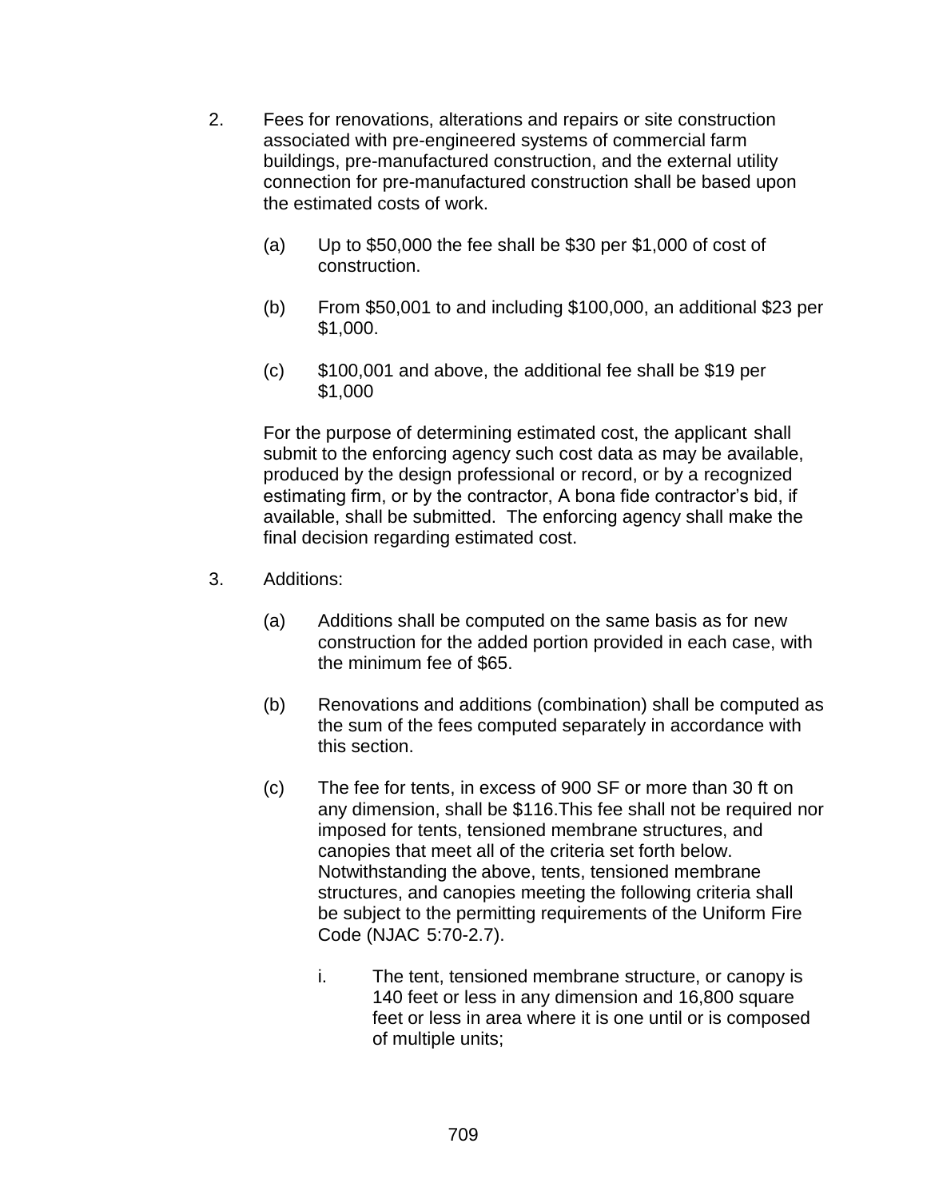2. Fees for renovations, alterations and repairs or site construction associated with pre-engineered systems of commercial farm buildings, pre-manufactured construction, and the external utility connection for pre-manufactured construction shall be based upon the estimated costs of work.

   (a) Up to $50,000 the fee shall be $30 per $1,000 of cost of construction.

   (b) From $50,001 to and including $100,000, an additional $23 per $1,000.

   (c) $100,001 and above, the additional fee shall be $19 per $1,000

   For the purpose of determining estimated cost, the applicant shall submit to the enforcing agency such cost data as may be available, produced by the design professional or record, or by a recognized estimating firm, or by the contractor, A bona fide contractor's bid, if available, shall be submitted. The enforcing agency shall make the final decision regarding estimated cost.

3. Additions:

   (a) Additions shall be computed on the same basis as for new construction for the added portion provided in each case, with the minimum fee of $65.

   (b) Renovations and additions (combination) shall be computed as the sum of the fees computed separately in accordance with this section.

   (c) The fee for tents, in excess of 900 SF or more than 30 ft on any dimension, shall be $116.This fee shall not be required nor imposed for tents, tensioned membrane structures, and canopies that meet all of the criteria set forth below. Notwithstanding the above, tents, tensioned membrane structures, and canopies meeting the following criteria shall be subject to the permitting requirements of the Uniform Fire Code (NJAC 5:70-2.7).

      i. The tent, tensioned membrane structure, or canopy is 140 feet or less in any dimension and 16,800 square feet or less in area where it is one until or is composed of multiple units;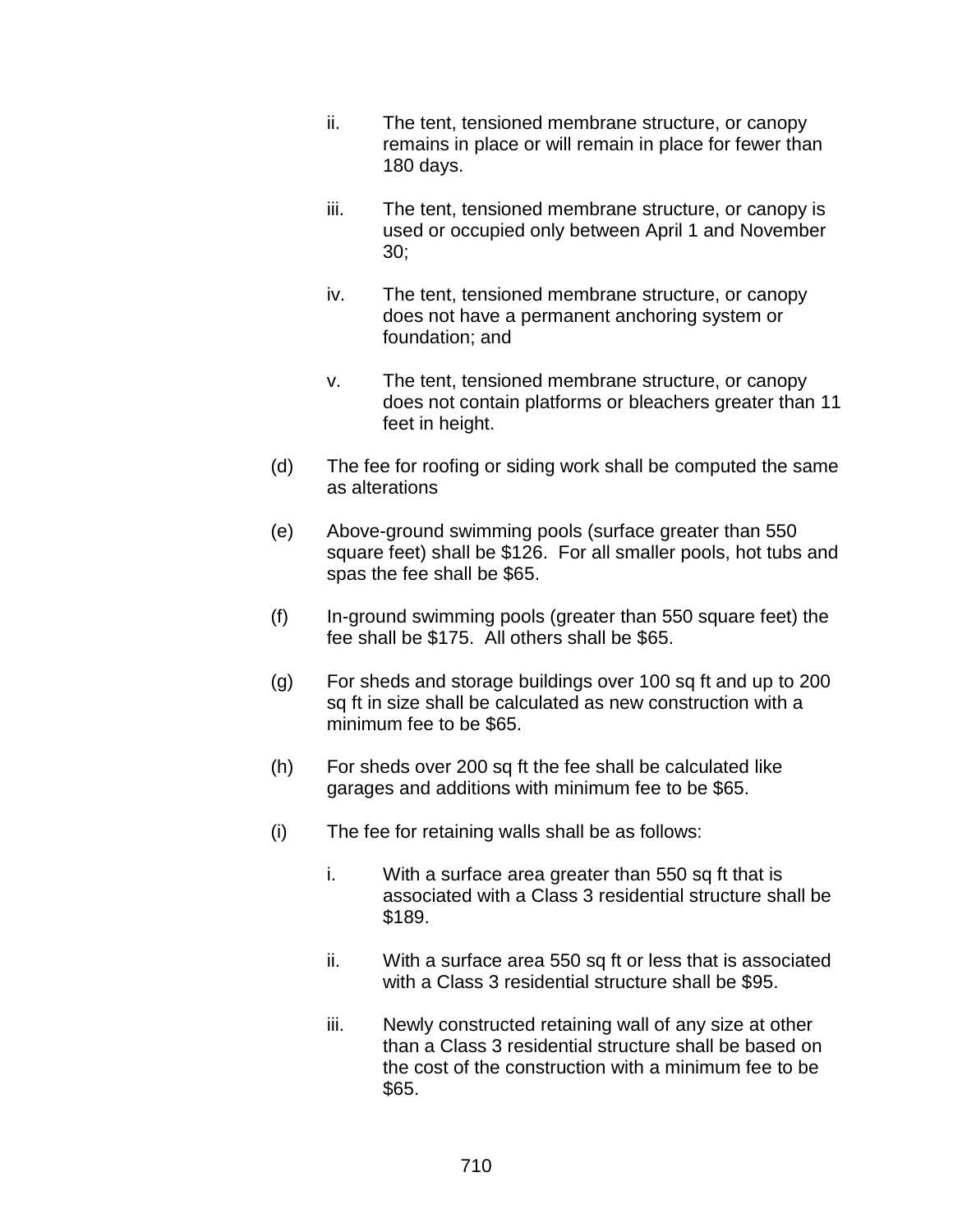ii. The tent, tensioned membrane structure, or canopy remains in place or will remain in place for fewer than 180 days.

iii. The tent, tensioned membrane structure, or canopy is used or occupied only between April 1 and November 30;

iv. The tent, tensioned membrane structure, or canopy does not have a permanent anchoring system or foundation; and

v. The tent, tensioned membrane structure, or canopy does not contain platforms or bleachers greater than 11 feet in height.

(d) The fee for roofing or siding work shall be computed the same as alterations

(e) Above-ground swimming pools (surface greater than 550 square feet) shall be $126. For all smaller pools, hot tubs and spas the fee shall be $65.

(f) In-ground swimming pools (greater than 550 square feet) the fee shall be $175. All others shall be $65.

(g) For sheds and storage buildings over 100 sq ft and up to 200 sq ft in size shall be calculated as new construction with a minimum fee to be $65.

(h) For sheds over 200 sq ft the fee shall be calculated like garages and additions with minimum fee to be $65.

(i) The fee for retaining walls shall be as follows:

i. With a surface area greater than 550 sq ft that is associated with a Class 3 residential structure shall be $189.

ii. With a surface area 550 sq ft or less that is associated with a Class 3 residential structure shall be $95.

iii. Newly constructed retaining wall of any size at other than a Class 3 residential structure shall be based on the cost of the construction with a minimum fee to be $65.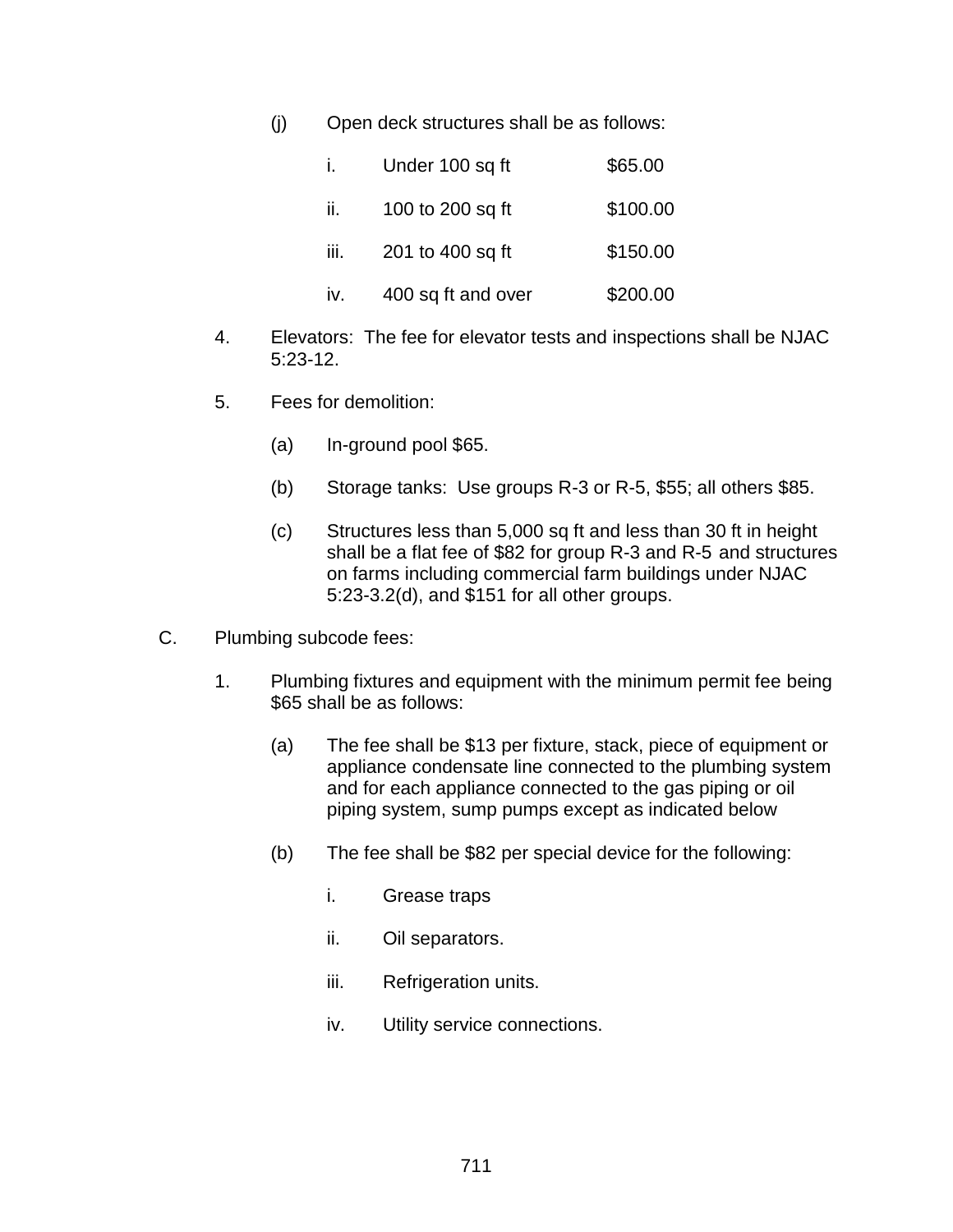(j) Open deck structures shall be as follows:

   i. Under 100 sq ft $65.00

   ii. 100 to 200 sq ft $100.00

   iii. 201 to 400 sq ft $150.00

   iv. 400 sq ft and over $200.00

4. Elevators: The fee for elevator tests and inspections shall be NJAC 5:23-12.

5. Fees for demolition:

   (a) In-ground pool $65.

   (b) Storage tanks: Use groups R-3 or R-5, $55; all others $85.

   (c) Structures less than 5,000 sq ft and less than 30 ft in height shall be a flat fee of $82 for group R-3 and R-5 and structures on farms including commercial farm buildings under NJAC 5:23-3.2(d), and $151 for all other groups.

C. Plumbing subcode fees:

1. Plumbing fixtures and equipment with the minimum permit fee being $65 shall be as follows:

   (a) The fee shall be $13 per fixture, stack, piece of equipment or appliance condensate line connected to the plumbing system and for each appliance connected to the gas piping or oil piping system, sump pumps except as indicated below

   (b) The fee shall be $82 per special device for the following:

      i. Grease traps

      ii. Oil separators.

      iii. Refrigeration units.

      iv. Utility service connections.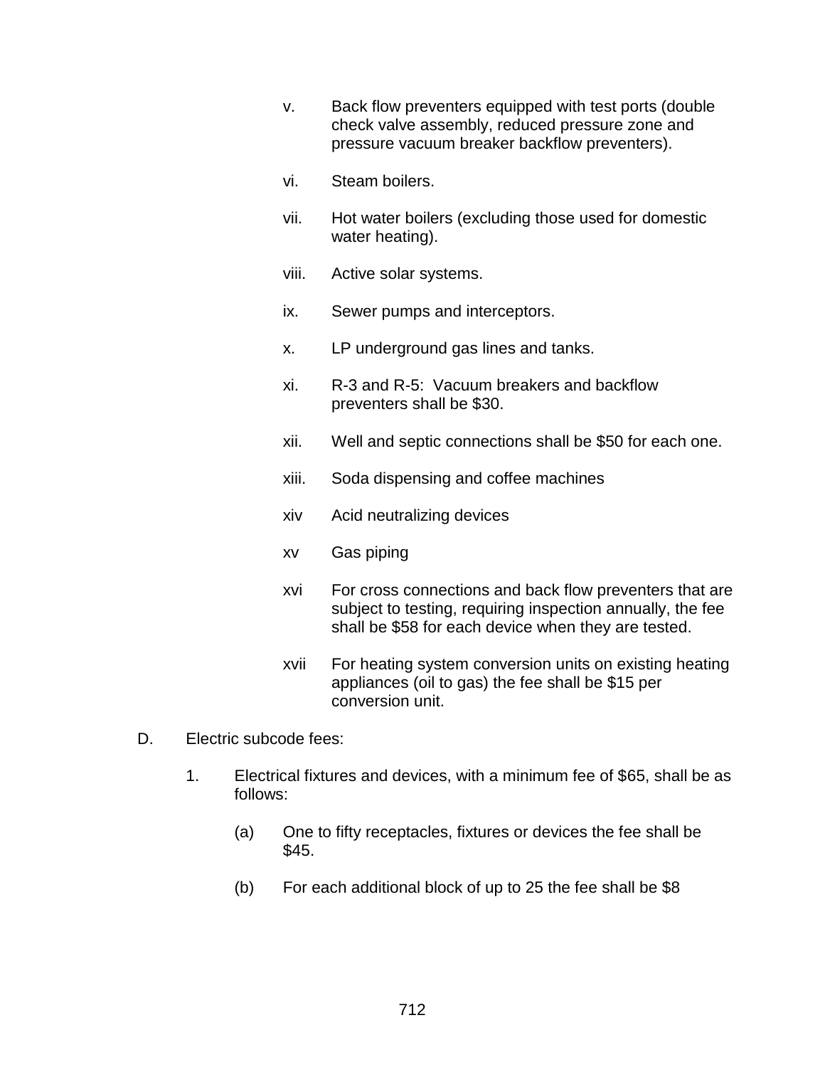v. Back flow preventers equipped with test ports (double check valve assembly, reduced pressure zone and pressure vacuum breaker backflow preventers).

vi. Steam boilers.

vii. Hot water boilers (excluding those used for domestic water heating).

viii. Active solar systems.

ix. Sewer pumps and interceptors.

x. LP underground gas lines and tanks.

xi. R-3 and R-5: Vacuum breakers and backflow preventers shall be $30.

xii. Well and septic connections shall be $50 for each one.

xiii. Soda dispensing and coffee machines

xiv Acid neutralizing devices

xv Gas piping

xvi For cross connections and back flow preventers that are subject to testing, requiring inspection annually, the fee shall be $58 for each device when they are tested.

xvii For heating system conversion units on existing heating appliances (oil to gas) the fee shall be $15 per conversion unit.

D. Electric subcode fees:

1. Electrical fixtures and devices, with a minimum fee of $65, shall be as follows:

   (a) One to fifty receptacles, fixtures or devices the fee shall be $45.

   (b) For each additional block of up to 25 the fee shall be $8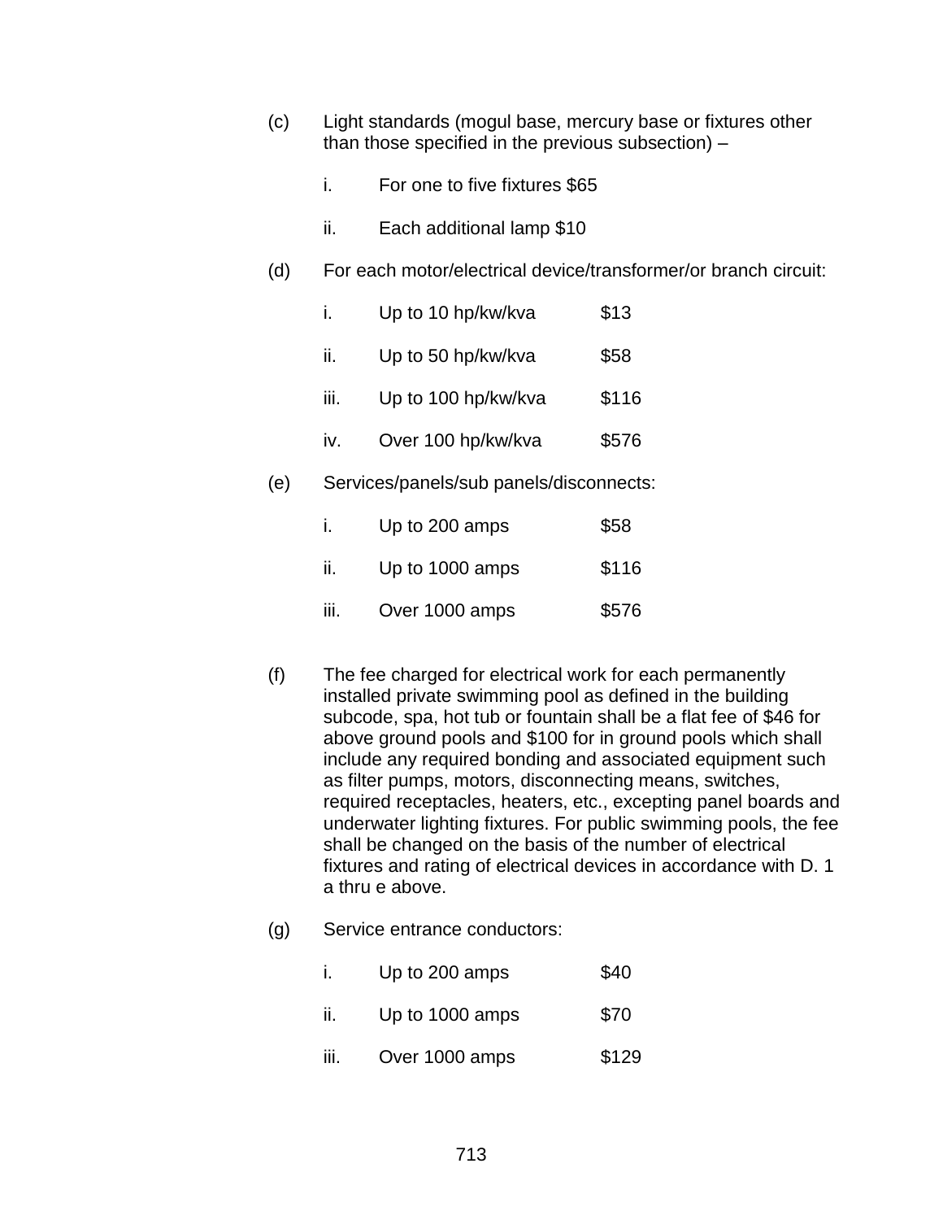(c) Light standards (mogul base, mercury base or fixtures other than those specified in the previous subsection) –

i. For one to five fixtures $65

ii. Each additional lamp $10

(d) For each motor/electrical device/transformer/or branch circuit:

i. Up to 10 hp/kw/kva $13

ii. Up to 50 hp/kw/kva $58

iii. Up to 100 hp/kw/kva $116

iv. Over 100 hp/kw/kva $576

(e) Services/panels/sub panels/disconnects:

i. Up to 200 amps $58

ii. Up to 1000 amps $116

iii. Over 1000 amps $576

(f) The fee charged for electrical work for each permanently installed private swimming pool as defined in the building subcode, spa, hot tub or fountain shall be a flat fee of $46 for above ground pools and $100 for in ground pools which shall include any required bonding and associated equipment such as filter pumps, motors, disconnecting means, switches, required receptacles, heaters, etc., excepting panel boards and underwater lighting fixtures. For public swimming pools, the fee shall be changed on the basis of the number of electrical fixtures and rating of electrical devices in accordance with D. 1 a thru e above.

(g) Service entrance conductors:

i. Up to 200 amps $40

ii. Up to 1000 amps $70

iii. Over 1000 amps $129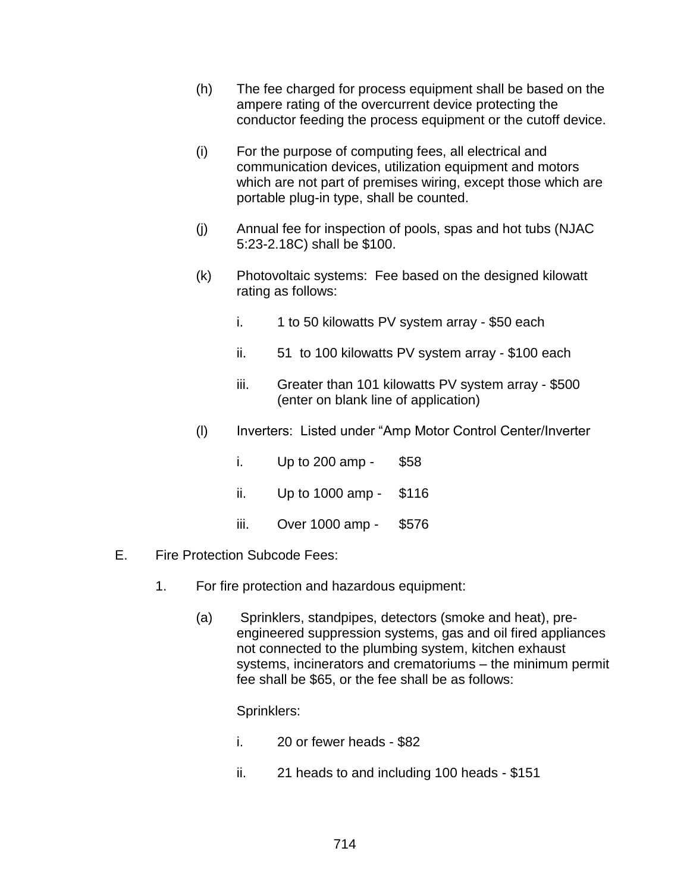(h) The fee charged for process equipment shall be based on the ampere rating of the overcurrent device protecting the conductor feeding the process equipment or the cutoff device.

(i) For the purpose of computing fees, all electrical and communication devices, utilization equipment and motors which are not part of premises wiring, except those which are portable plug-in type, shall be counted.

(j) Annual fee for inspection of pools, spas and hot tubs (NJAC 5:23-2.18C) shall be $100.

(k) Photovoltaic systems: Fee based on the designed kilowatt rating as follows:

i. 1 to 50 kilowatts PV system array - $50 each

ii. 51 to 100 kilowatts PV system array - $100 each

iii. Greater than 101 kilowatts PV system array - $500 (enter on blank line of application)

(l) Inverters: Listed under "Amp Motor Control Center/Inverter

i. Up to 200 amp - $58

ii. Up to 1000 amp - $116

iii. Over 1000 amp - $576

E. Fire Protection Subcode Fees:

1. For fire protection and hazardous equipment:

(a) Sprinklers, standpipes, detectors (smoke and heat), pre-engineered suppression systems, gas and oil fired appliances not connected to the plumbing system, kitchen exhaust systems, incinerators and crematoriums – the minimum permit fee shall be $65, or the fee shall be as follows:

Sprinklers:

i. 20 or fewer heads - $82

ii. 21 heads to and including 100 heads - $151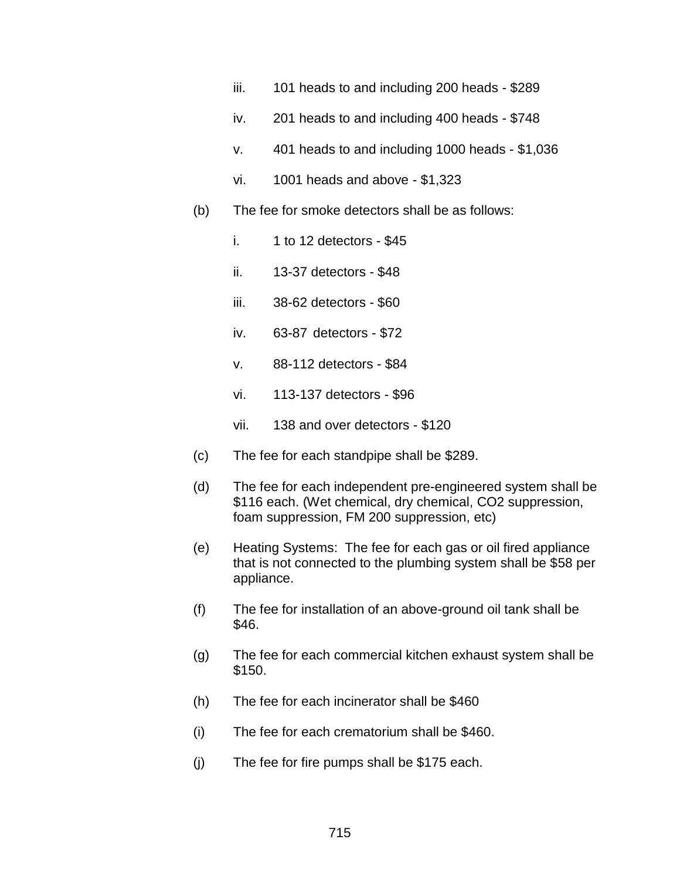iii. 101 heads to and including 200 heads - $289

iv. 201 heads to and including 400 heads - $748

v. 401 heads to and including 1000 heads - $1,036

vi. 1001 heads and above - $1,323

(b) The fee for smoke detectors shall be as follows:

i. 1 to 12 detectors - $45

ii. 13-37 detectors - $48

iii. 38-62 detectors - $60

iv. 63-87 detectors - $72

v. 88-112 detectors - $84

vi. 113-137 detectors - $96

vii. 138 and over detectors - $120

(c) The fee for each standpipe shall be $289.

(d) The fee for each independent pre-engineered system shall be $116 each. (Wet chemical, dry chemical, CO2 suppression, foam suppression, FM 200 suppression, etc)

(e) Heating Systems: The fee for each gas or oil fired appliance that is not connected to the plumbing system shall be $58 per appliance.

(f) The fee for installation of an above-ground oil tank shall be $46.

(g) The fee for each commercial kitchen exhaust system shall be $150.

(h) The fee for each incinerator shall be $460

(i) The fee for each crematorium shall be $460.

(j) The fee for fire pumps shall be $175 each.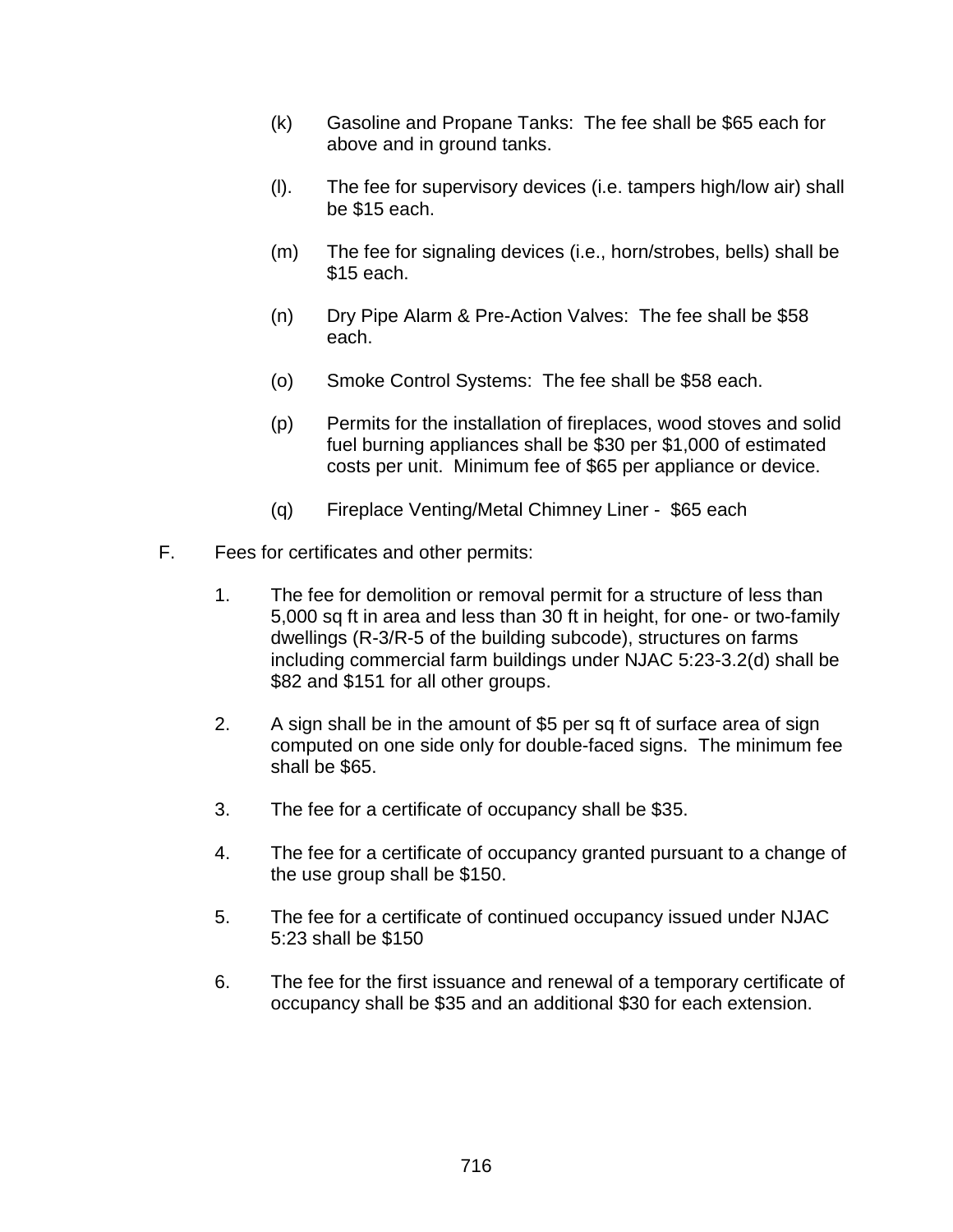(k) Gasoline and Propane Tanks: The fee shall be $65 each for above and in ground tanks.

(l). The fee for supervisory devices (i.e. tampers high/low air) shall be $15 each.

(m) The fee for signaling devices (i.e., horn/strobes, bells) shall be $15 each.

(n) Dry Pipe Alarm & Pre-Action Valves: The fee shall be $58 each.

(o) Smoke Control Systems: The fee shall be $58 each.

(p) Permits for the installation of fireplaces, wood stoves and solid fuel burning appliances shall be $30 per $1,000 of estimated costs per unit. Minimum fee of $65 per appliance or device.

(q) Fireplace Venting/Metal Chimney Liner - $65 each

F. Fees for certificates and other permits:

1. The fee for demolition or removal permit for a structure of less than 5,000 sq ft in area and less than 30 ft in height, for one- or two-family dwellings (R-3/R-5 of the building subcode), structures on farms including commercial farm buildings under NJAC 5:23-3.2(d) shall be $82 and $151 for all other groups.

2. A sign shall be in the amount of $5 per sq ft of surface area of sign computed on one side only for double-faced signs. The minimum fee shall be $65.

3. The fee for a certificate of occupancy shall be $35.

4. The fee for a certificate of occupancy granted pursuant to a change of the use group shall be $150.

5. The fee for a certificate of continued occupancy issued under NJAC 5:23 shall be $150

6. The fee for the first issuance and renewal of a temporary certificate of occupancy shall be $35 and an additional $30 for each extension.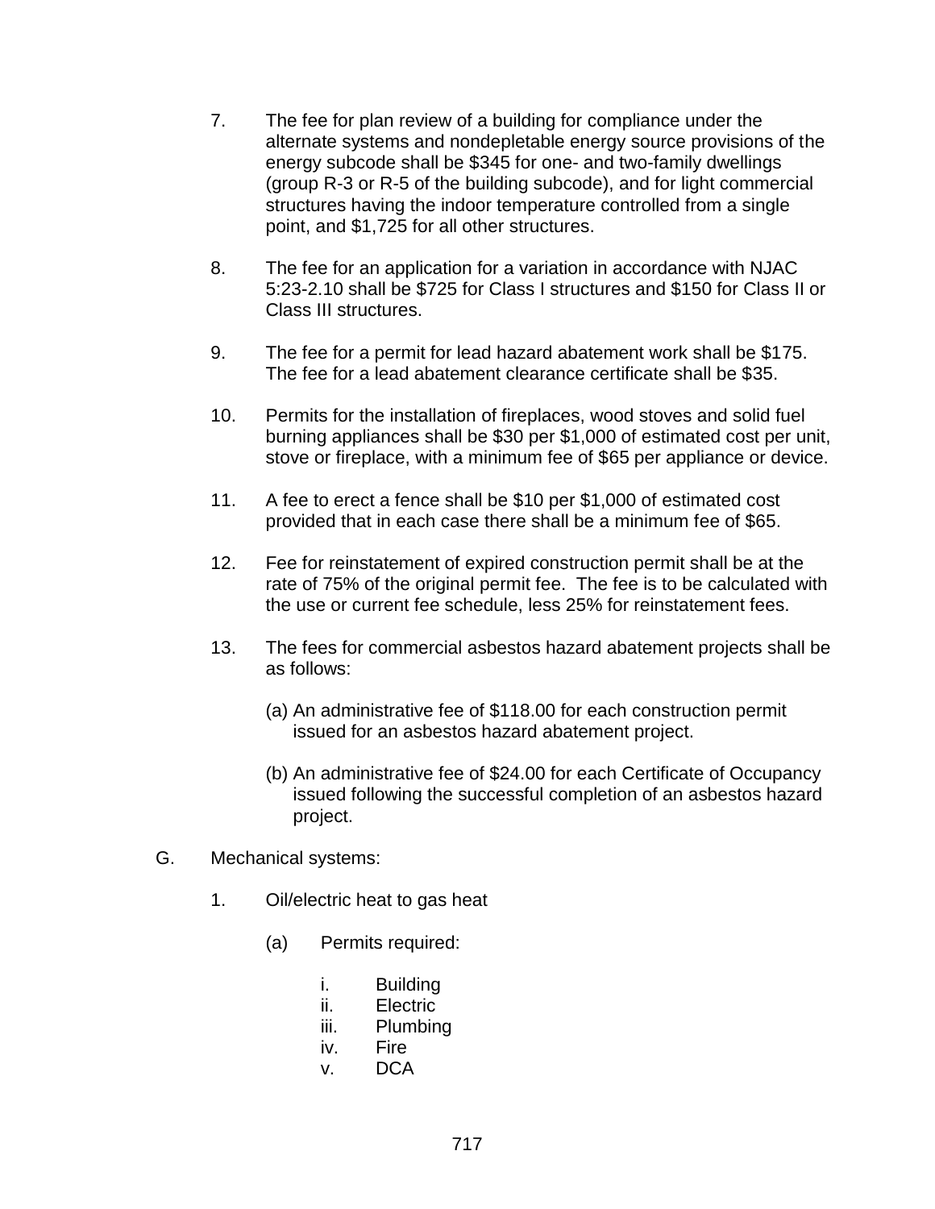7. The fee for plan review of a building for compliance under the alternate systems and nondepletable energy source provisions of the energy subcode shall be $345 for one- and two-family dwellings (group R-3 or R-5 of the building subcode), and for light commercial structures having the indoor temperature controlled from a single point, and $1,725 for all other structures.

8. The fee for an application for a variation in accordance with NJAC 5:23-2.10 shall be $725 for Class I structures and $150 for Class II or Class III structures.

9. The fee for a permit for lead hazard abatement work shall be $175. The fee for a lead abatement clearance certificate shall be $35.

10. Permits for the installation of fireplaces, wood stoves and solid fuel burning appliances shall be $30 per $1,000 of estimated cost per unit, stove or fireplace, with a minimum fee of $65 per appliance or device.

11. A fee to erect a fence shall be $10 per $1,000 of estimated cost provided that in each case there shall be a minimum fee of $65.

12. Fee for reinstatement of expired construction permit shall be at the rate of 75% of the original permit fee. The fee is to be calculated with the use or current fee schedule, less 25% for reinstatement fees.

13. The fees for commercial asbestos hazard abatement projects shall be as follows:

    (a) An administrative fee of $118.00 for each construction permit issued for an asbestos hazard abatement project.

    (b) An administrative fee of $24.00 for each Certificate of Occupancy issued following the successful completion of an asbestos hazard project.

G. Mechanical systems:

1. Oil/electric heat to gas heat

    (a) Permits required:

        i. Building
        ii. Electric
        iii. Plumbing
        iv. Fire
        v. DCA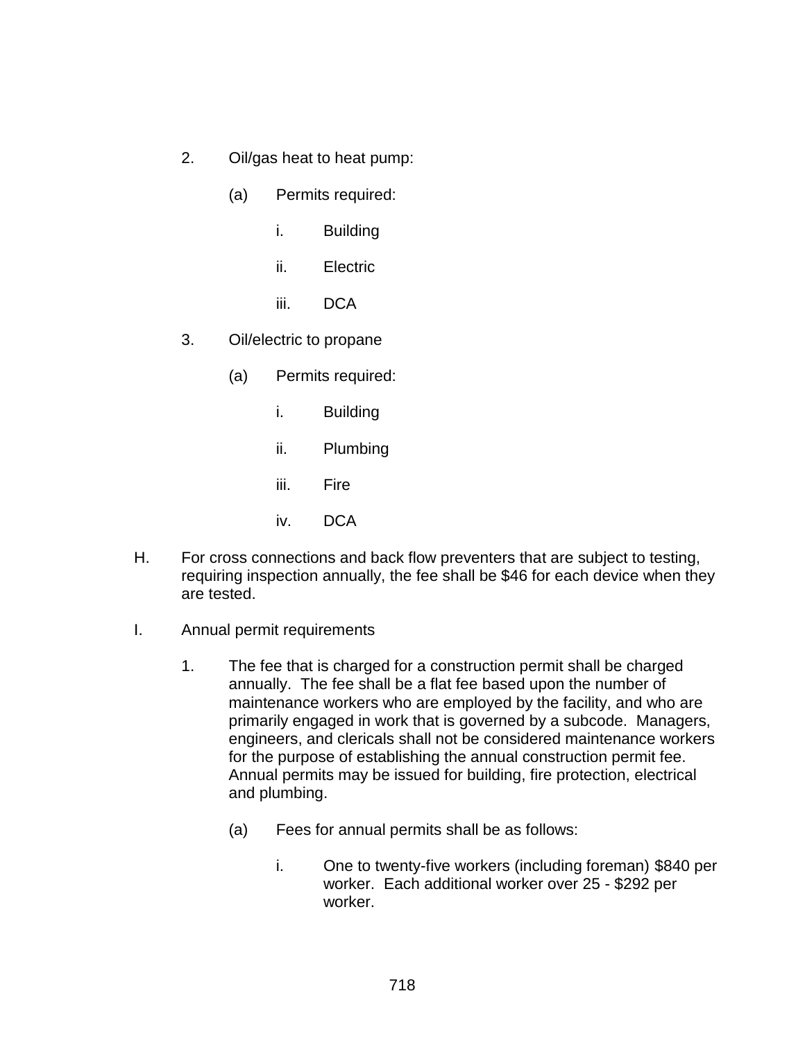2. Oil/gas heat to heat pump:

    (a) Permits required:

        i. Building

        ii. Electric

        iii. DCA

3. Oil/electric to propane

    (a) Permits required:

        i. Building

        ii. Plumbing

        iii. Fire

        iv. DCA

H. For cross connections and back flow preventers that are subject to testing, requiring inspection annually, the fee shall be $46 for each device when they are tested.

I. Annual permit requirements

1. The fee that is charged for a construction permit shall be charged annually. The fee shall be a flat fee based upon the number of maintenance workers who are employed by the facility, and who are primarily engaged in work that is governed by a subcode. Managers, engineers, and clericals shall not be considered maintenance workers for the purpose of establishing the annual construction permit fee. Annual permits may be issued for building, fire protection, electrical and plumbing.

    (a) Fees for annual permits shall be as follows:

        i. One to twenty-five workers (including foreman) $840 per worker. Each additional worker over 25 - $292 per worker.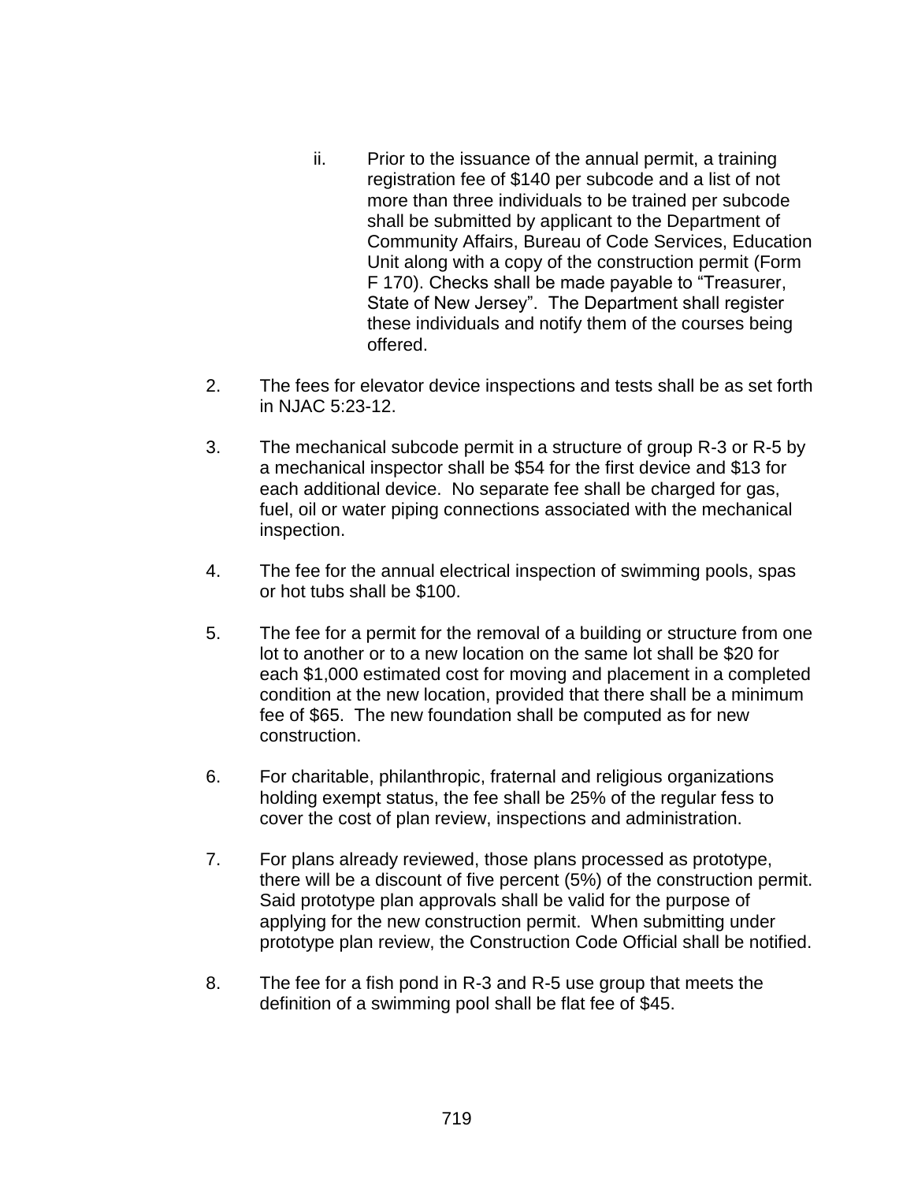ii. Prior to the issuance of the annual permit, a training registration fee of $140 per subcode and a list of not more than three individuals to be trained per subcode shall be submitted by applicant to the Department of Community Affairs, Bureau of Code Services, Education Unit along with a copy of the construction permit (Form F 170). Checks shall be made payable to "Treasurer, State of New Jersey". The Department shall register these individuals and notify them of the courses being offered.

2. The fees for elevator device inspections and tests shall be as set forth in NJAC 5:23-12.

3. The mechanical subcode permit in a structure of group R-3 or R-5 by a mechanical inspector shall be $54 for the first device and $13 for each additional device. No separate fee shall be charged for gas, fuel, oil or water piping connections associated with the mechanical inspection.

4. The fee for the annual electrical inspection of swimming pools, spas or hot tubs shall be $100.

5. The fee for a permit for the removal of a building or structure from one lot to another or to a new location on the same lot shall be $20 for each $1,000 estimated cost for moving and placement in a completed condition at the new location, provided that there shall be a minimum fee of $65. The new foundation shall be computed as for new construction.

6. For charitable, philanthropic, fraternal and religious organizations holding exempt status, the fee shall be 25% of the regular fess to cover the cost of plan review, inspections and administration.

7. For plans already reviewed, those plans processed as prototype, there will be a discount of five percent (5%) of the construction permit. Said prototype plan approvals shall be valid for the purpose of applying for the new construction permit. When submitting under prototype plan review, the Construction Code Official shall be notified.

8. The fee for a fish pond in R-3 and R-5 use group that meets the definition of a swimming pool shall be flat fee of $45.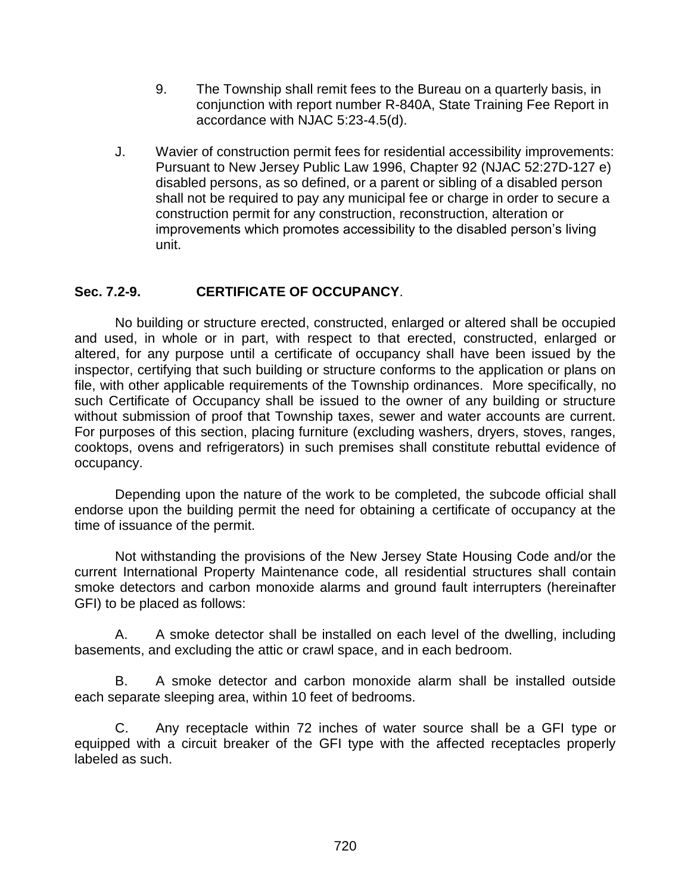9. The Township shall remit fees to the Bureau on a quarterly basis, in conjunction with report number R-840A, State Training Fee Report in accordance with NJAC 5:23-4.5(d).

J. Wavier of construction permit fees for residential accessibility improvements: Pursuant to New Jersey Public Law 1996, Chapter 92 (NJAC 52:27D-127 e) disabled persons, as so defined, or a parent or sibling of a disabled person shall not be required to pay any municipal fee or charge in order to secure a construction permit for any construction, reconstruction, alteration or improvements which promotes accessibility to the disabled person's living unit.

**Sec. 7.2-9. CERTIFICATE OF OCCUPANCY**.

No building or structure erected, constructed, enlarged or altered shall be occupied and used, in whole or in part, with respect to that erected, constructed, enlarged or altered, for any purpose until a certificate of occupancy shall have been issued by the inspector, certifying that such building or structure conforms to the application or plans on file, with other applicable requirements of the Township ordinances. More specifically, no such Certificate of Occupancy shall be issued to the owner of any building or structure without submission of proof that Township taxes, sewer and water accounts are current. For purposes of this section, placing furniture (excluding washers, dryers, stoves, ranges, cooktops, ovens and refrigerators) in such premises shall constitute rebuttal evidence of occupancy.

Depending upon the nature of the work to be completed, the subcode official shall endorse upon the building permit the need for obtaining a certificate of occupancy at the time of issuance of the permit.

Not withstanding the provisions of the New Jersey State Housing Code and/or the current International Property Maintenance code, all residential structures shall contain smoke detectors and carbon monoxide alarms and ground fault interrupters (hereinafter GFI) to be placed as follows:

A. A smoke detector shall be installed on each level of the dwelling, including basements, and excluding the attic or crawl space, and in each bedroom.

B. A smoke detector and carbon monoxide alarm shall be installed outside each separate sleeping area, within 10 feet of bedrooms.

C. Any receptacle within 72 inches of water source shall be a GFI type or equipped with a circuit breaker of the GFI type with the affected receptacles properly labeled as such.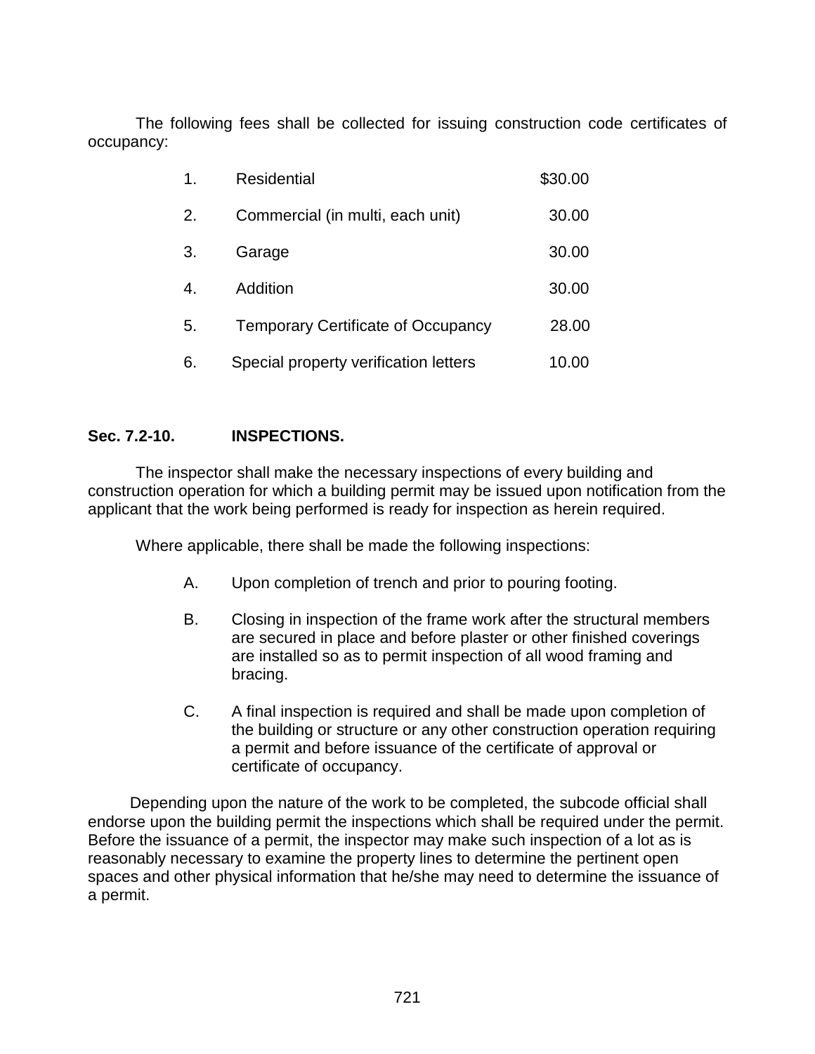The following fees shall be collected for issuing construction code certificates of occupancy:

| | | |
|---|---|---|
| 1. | Residential | $30.00 |
| 2. | Commercial (in multi, each unit) | 30.00 |
| 3. | Garage | 30.00 |
| 4. | Addition | 30.00 |
| 5. | Temporary Certificate of Occupancy | 28.00 |
| 6. | Special property verification letters | 10.00 |

**Sec. 7.2-10. INSPECTIONS.**

The inspector shall make the necessary inspections of every building and construction operation for which a building permit may be issued upon notification from the applicant that the work being performed is ready for inspection as herein required.

Where applicable, there shall be made the following inspections:

A. Upon completion of trench and prior to pouring footing.

B. Closing in inspection of the frame work after the structural members are secured in place and before plaster or other finished coverings are installed so as to permit inspection of all wood framing and bracing.

C. A final inspection is required and shall be made upon completion of the building or structure or any other construction operation requiring a permit and before issuance of the certificate of approval or certificate of occupancy.

Depending upon the nature of the work to be completed, the subcode official shall endorse upon the building permit the inspections which shall be required under the permit. Before the issuance of a permit, the inspector may make such inspection of a lot as is reasonably necessary to examine the property lines to determine the pertinent open spaces and other physical information that he/she may need to determine the issuance of a permit.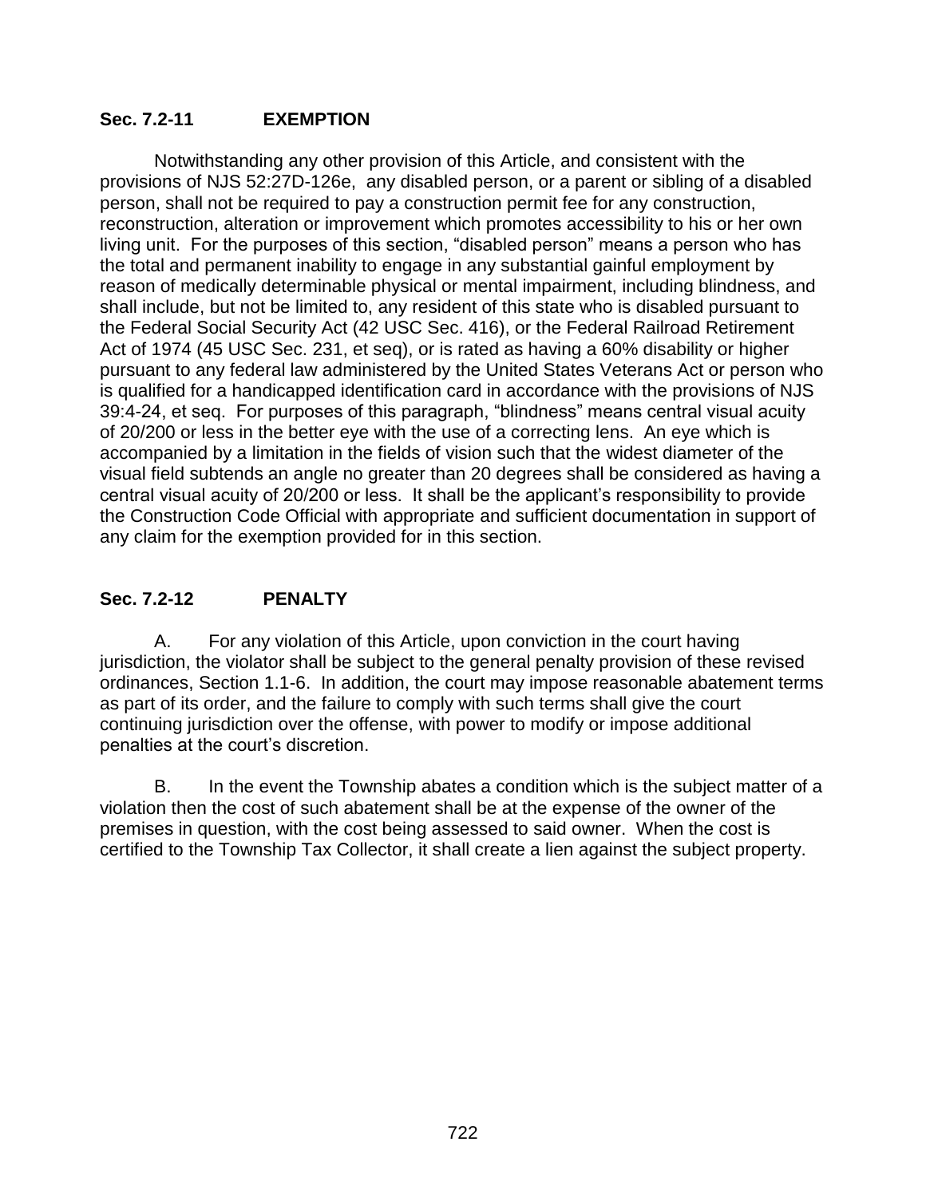### Sec. 7.2-11 EXEMPTION

Notwithstanding any other provision of this Article, and consistent with the provisions of NJS 52:27D-126e, any disabled person, or a parent or sibling of a disabled person, shall not be required to pay a construction permit fee for any construction, reconstruction, alteration or improvement which promotes accessibility to his or her own living unit. For the purposes of this section, “disabled person” means a person who has the total and permanent inability to engage in any substantial gainful employment by reason of medically determinable physical or mental impairment, including blindness, and shall include, but not be limited to, any resident of this state who is disabled pursuant to the Federal Social Security Act (42 USC Sec. 416), or the Federal Railroad Retirement Act of 1974 (45 USC Sec. 231, et seq), or is rated as having a 60% disability or higher pursuant to any federal law administered by the United States Veterans Act or person who is qualified for a handicapped identification card in accordance with the provisions of NJS 39:4-24, et seq. For purposes of this paragraph, “blindness” means central visual acuity of 20/200 or less in the better eye with the use of a correcting lens. An eye which is accompanied by a limitation in the fields of vision such that the widest diameter of the visual field subtends an angle no greater than 20 degrees shall be considered as having a central visual acuity of 20/200 or less. It shall be the applicant’s responsibility to provide the Construction Code Official with appropriate and sufficient documentation in support of any claim for the exemption provided for in this section.

### Sec. 7.2-12 PENALTY

A. For any violation of this Article, upon conviction in the court having jurisdiction, the violator shall be subject to the general penalty provision of these revised ordinances, Section 1.1-6. In addition, the court may impose reasonable abatement terms as part of its order, and the failure to comply with such terms shall give the court continuing jurisdiction over the offense, with power to modify or impose additional penalties at the court’s discretion.

B. In the event the Township abates a condition which is the subject matter of a violation then the cost of such abatement shall be at the expense of the owner of the premises in question, with the cost being assessed to said owner. When the cost is certified to the Township Tax Collector, it shall create a lien against the subject property.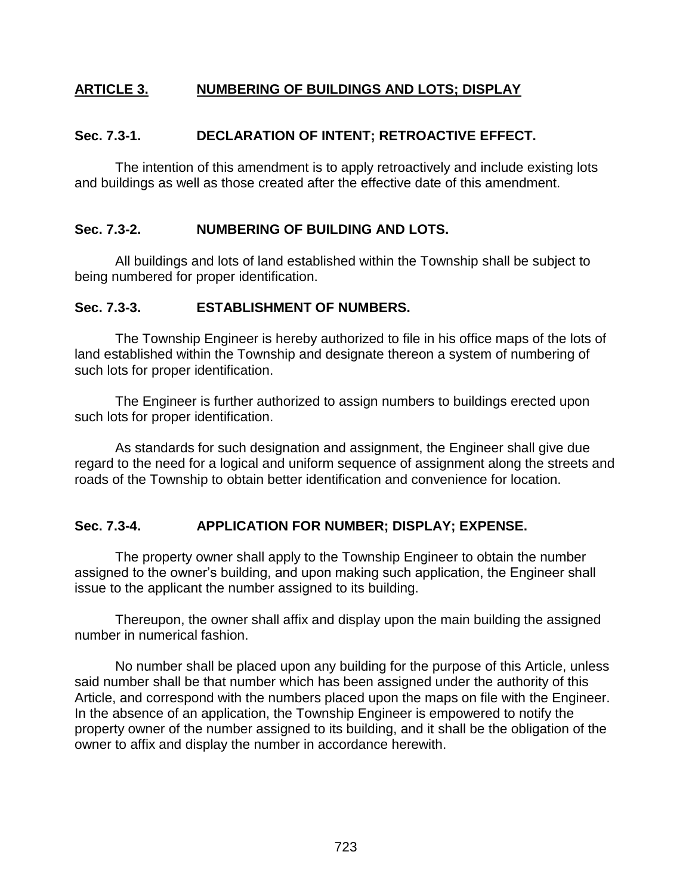## ARTICLE 3. NUMBERING OF BUILDINGS AND LOTS; DISPLAY

### Sec. 7.3-1. DECLARATION OF INTENT; RETROACTIVE EFFECT.

The intention of this amendment is to apply retroactively and include existing lots and buildings as well as those created after the effective date of this amendment.

### Sec. 7.3-2. NUMBERING OF BUILDING AND LOTS.

All buildings and lots of land established within the Township shall be subject to being numbered for proper identification.

### Sec. 7.3-3. ESTABLISHMENT OF NUMBERS.

The Township Engineer is hereby authorized to file in his office maps of the lots of land established within the Township and designate thereon a system of numbering of such lots for proper identification.

The Engineer is further authorized to assign numbers to buildings erected upon such lots for proper identification.

As standards for such designation and assignment, the Engineer shall give due regard to the need for a logical and uniform sequence of assignment along the streets and roads of the Township to obtain better identification and convenience for location.

### Sec. 7.3-4. APPLICATION FOR NUMBER; DISPLAY; EXPENSE.

The property owner shall apply to the Township Engineer to obtain the number assigned to the owner's building, and upon making such application, the Engineer shall issue to the applicant the number assigned to its building.

Thereupon, the owner shall affix and display upon the main building the assigned number in numerical fashion.

No number shall be placed upon any building for the purpose of this Article, unless said number shall be that number which has been assigned under the authority of this Article, and correspond with the numbers placed upon the maps on file with the Engineer. In the absence of an application, the Township Engineer is empowered to notify the property owner of the number assigned to its building, and it shall be the obligation of the owner to affix and display the number in accordance herewith.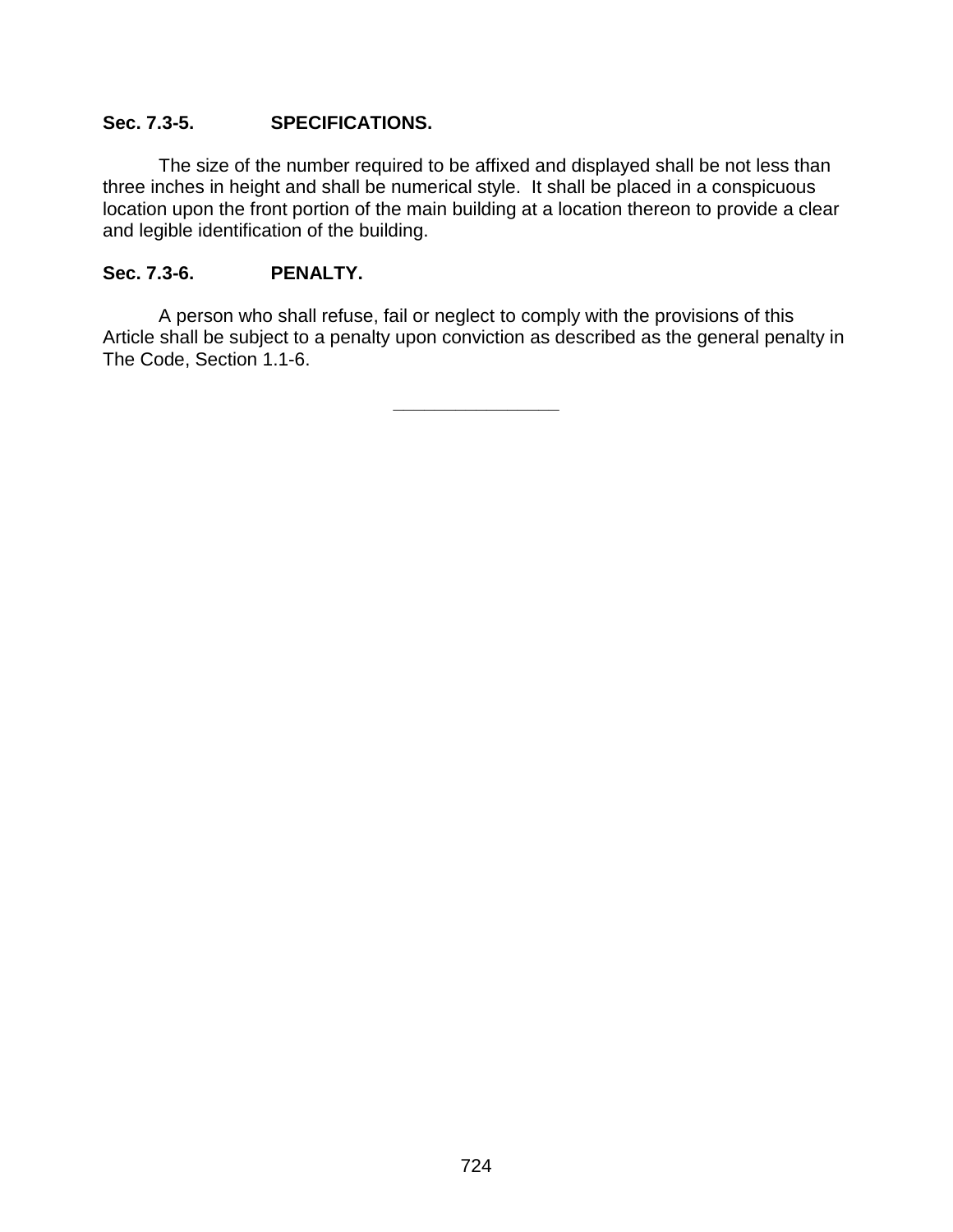**Sec. 7.3-5. SPECIFICATIONS.**

The size of the number required to be affixed and displayed shall be not less than three inches in height and shall be numerical style. It shall be placed in a conspicuous location upon the front portion of the main building at a location thereon to provide a clear and legible identification of the building.

**Sec. 7.3-6. PENALTY.**

A person who shall refuse, fail or neglect to comply with the provisions of this Article shall be subject to a penalty upon conviction as described as the general penalty in The Code, Section 1.1-6.

---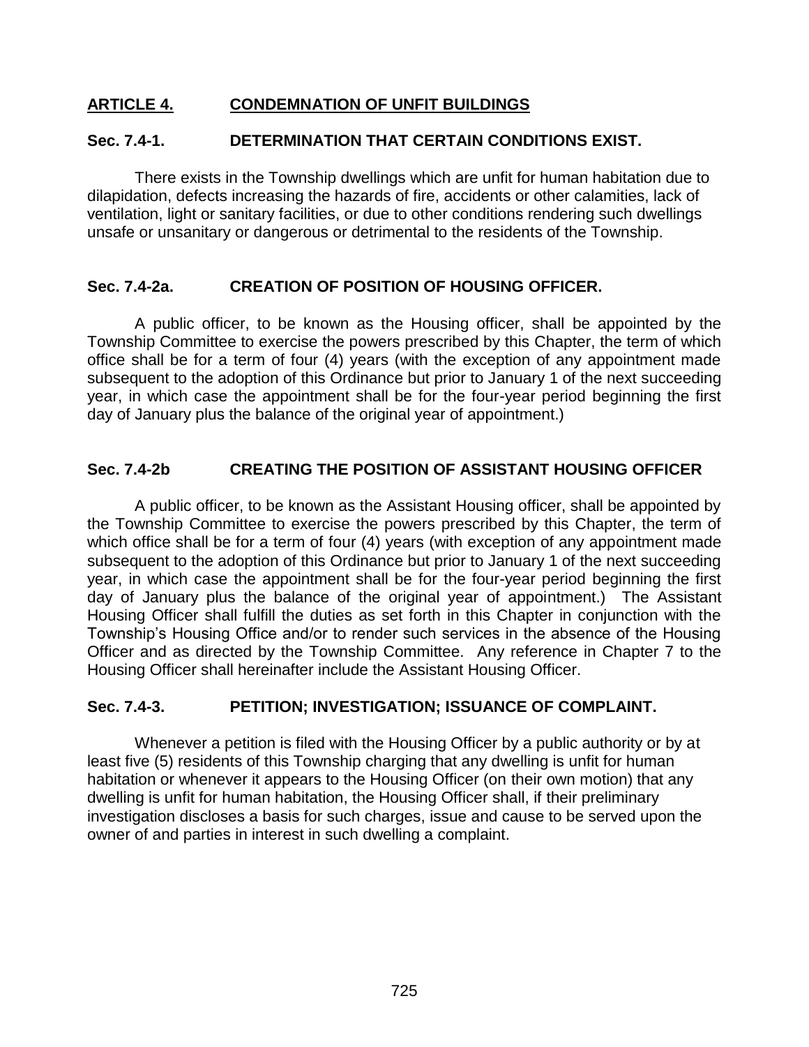## ARTICLE 4. CONDEMNATION OF UNFIT BUILDINGS

### Sec. 7.4-1. DETERMINATION THAT CERTAIN CONDITIONS EXIST.

There exists in the Township dwellings which are unfit for human habitation due to dilapidation, defects increasing the hazards of fire, accidents or other calamities, lack of ventilation, light or sanitary facilities, or due to other conditions rendering such dwellings unsafe or unsanitary or dangerous or detrimental to the residents of the Township.

### Sec. 7.4-2a. CREATION OF POSITION OF HOUSING OFFICER.

A public officer, to be known as the Housing officer, shall be appointed by the Township Committee to exercise the powers prescribed by this Chapter, the term of which office shall be for a term of four (4) years (with the exception of any appointment made subsequent to the adoption of this Ordinance but prior to January 1 of the next succeeding year, in which case the appointment shall be for the four-year period beginning the first day of January plus the balance of the original year of appointment.)

### Sec. 7.4-2b CREATING THE POSITION OF ASSISTANT HOUSING OFFICER

A public officer, to be known as the Assistant Housing officer, shall be appointed by the Township Committee to exercise the powers prescribed by this Chapter, the term of which office shall be for a term of four (4) years (with exception of any appointment made subsequent to the adoption of this Ordinance but prior to January 1 of the next succeeding year, in which case the appointment shall be for the four-year period beginning the first day of January plus the balance of the original year of appointment.) The Assistant Housing Officer shall fulfill the duties as set forth in this Chapter in conjunction with the Township's Housing Office and/or to render such services in the absence of the Housing Officer and as directed by the Township Committee. Any reference in Chapter 7 to the Housing Officer shall hereinafter include the Assistant Housing Officer.

### Sec. 7.4-3. PETITION; INVESTIGATION; ISSUANCE OF COMPLAINT.

Whenever a petition is filed with the Housing Officer by a public authority or by at least five (5) residents of this Township charging that any dwelling is unfit for human habitation or whenever it appears to the Housing Officer (on their own motion) that any dwelling is unfit for human habitation, the Housing Officer shall, if their preliminary investigation discloses a basis for such charges, issue and cause to be served upon the owner of and parties in interest in such dwelling a complaint.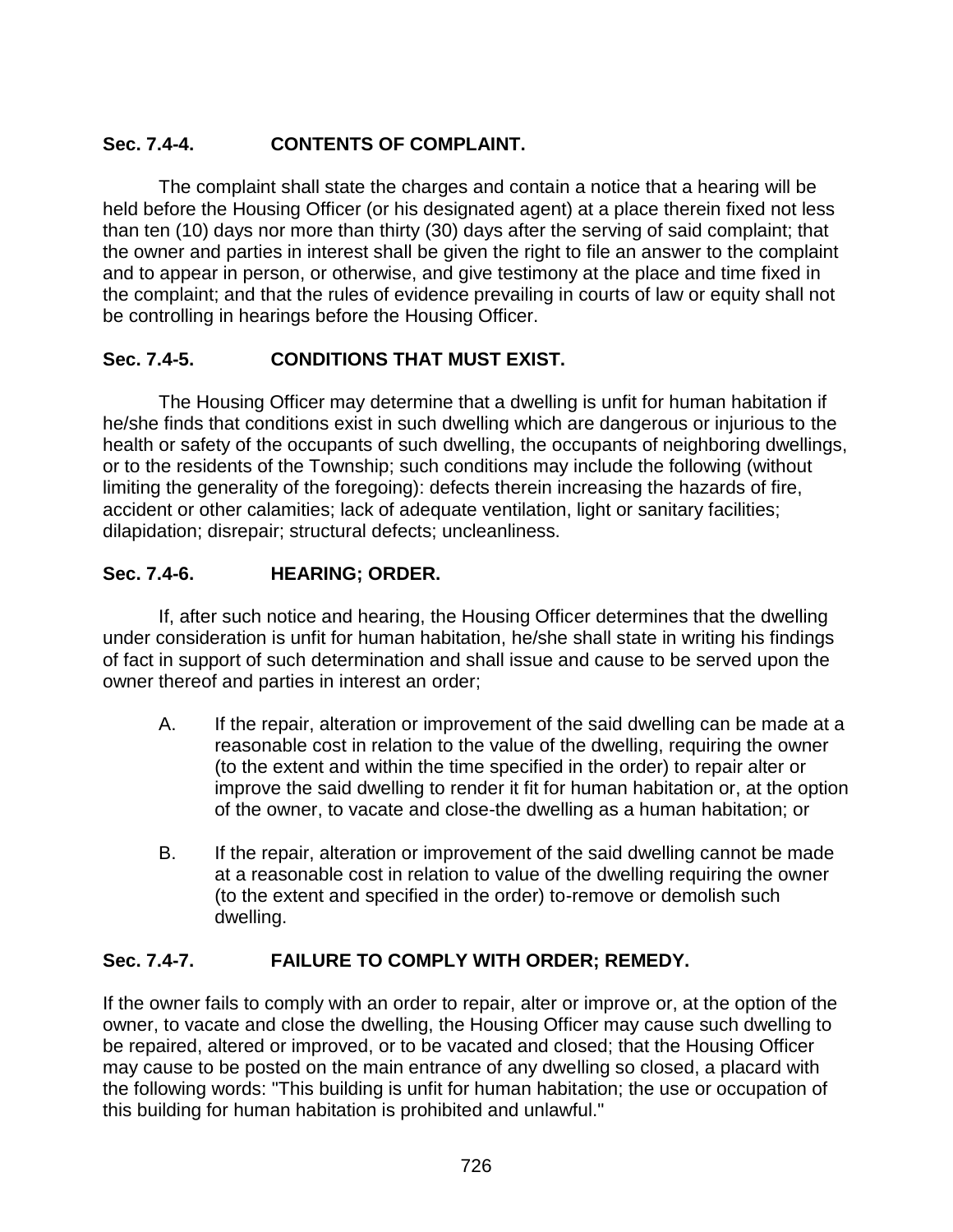### Sec. 7.4-4. CONTENTS OF COMPLAINT.

The complaint shall state the charges and contain a notice that a hearing will be held before the Housing Officer (or his designated agent) at a place therein fixed not less than ten (10) days nor more than thirty (30) days after the serving of said complaint; that the owner and parties in interest shall be given the right to file an answer to the complaint and to appear in person, or otherwise, and give testimony at the place and time fixed in the complaint; and that the rules of evidence prevailing in courts of law or equity shall not be controlling in hearings before the Housing Officer.

### Sec. 7.4-5. CONDITIONS THAT MUST EXIST.

The Housing Officer may determine that a dwelling is unfit for human habitation if he/she finds that conditions exist in such dwelling which are dangerous or injurious to the health or safety of the occupants of such dwelling, the occupants of neighboring dwellings, or to the residents of the Township; such conditions may include the following (without limiting the generality of the foregoing): defects therein increasing the hazards of fire, accident or other calamities; lack of adequate ventilation, light or sanitary facilities; dilapidation; disrepair; structural defects; uncleanliness.

### Sec. 7.4-6. HEARING; ORDER.

If, after such notice and hearing, the Housing Officer determines that the dwelling under consideration is unfit for human habitation, he/she shall state in writing his findings of fact in support of such determination and shall issue and cause to be served upon the owner thereof and parties in interest an order;

A. If the repair, alteration or improvement of the said dwelling can be made at a reasonable cost in relation to the value of the dwelling, requiring the owner (to the extent and within the time specified in the order) to repair alter or improve the said dwelling to render it fit for human habitation or, at the option of the owner, to vacate and close-the dwelling as a human habitation; or

B. If the repair, alteration or improvement of the said dwelling cannot be made at a reasonable cost in relation to value of the dwelling requiring the owner (to the extent and specified in the order) to-remove or demolish such dwelling.

### Sec. 7.4-7. FAILURE TO COMPLY WITH ORDER; REMEDY.

If the owner fails to comply with an order to repair, alter or improve or, at the option of the owner, to vacate and close the dwelling, the Housing Officer may cause such dwelling to be repaired, altered or improved, or to be vacated and closed; that the Housing Officer may cause to be posted on the main entrance of any dwelling so closed, a placard with the following words: "This building is unfit for human habitation; the use or occupation of this building for human habitation is prohibited and unlawful."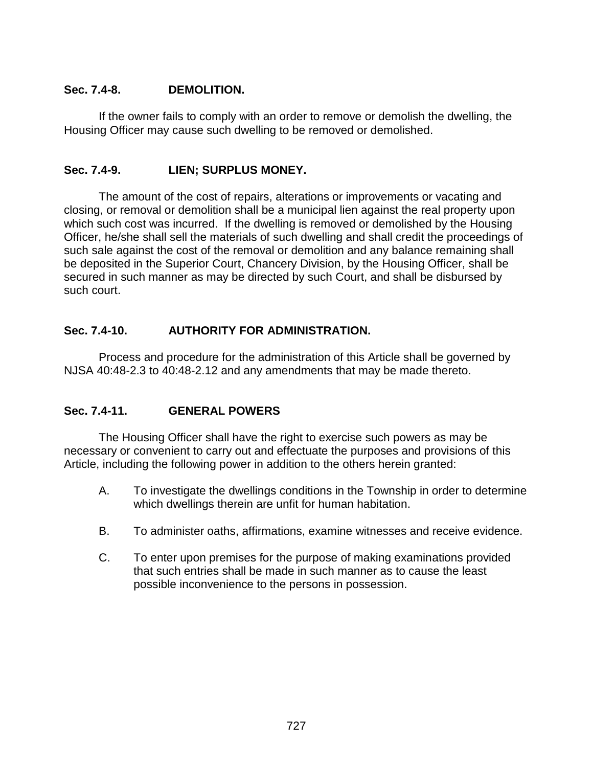### Sec. 7.4-8. DEMOLITION.

If the owner fails to comply with an order to remove or demolish the dwelling, the Housing Officer may cause such dwelling to be removed or demolished.

### Sec. 7.4-9. LIEN; SURPLUS MONEY.

The amount of the cost of repairs, alterations or improvements or vacating and closing, or removal or demolition shall be a municipal lien against the real property upon which such cost was incurred. If the dwelling is removed or demolished by the Housing Officer, he/she shall sell the materials of such dwelling and shall credit the proceedings of such sale against the cost of the removal or demolition and any balance remaining shall be deposited in the Superior Court, Chancery Division, by the Housing Officer, shall be secured in such manner as may be directed by such Court, and shall be disbursed by such court.

### Sec. 7.4-10. AUTHORITY FOR ADMINISTRATION.

Process and procedure for the administration of this Article shall be governed by NJSA 40:48-2.3 to 40:48-2.12 and any amendments that may be made thereto.

### Sec. 7.4-11. GENERAL POWERS

The Housing Officer shall have the right to exercise such powers as may be necessary or convenient to carry out and effectuate the purposes and provisions of this Article, including the following power in addition to the others herein granted:

A. To investigate the dwellings conditions in the Township in order to determine which dwellings therein are unfit for human habitation.

B. To administer oaths, affirmations, examine witnesses and receive evidence.

C. To enter upon premises for the purpose of making examinations provided that such entries shall be made in such manner as to cause the least possible inconvenience to the persons in possession.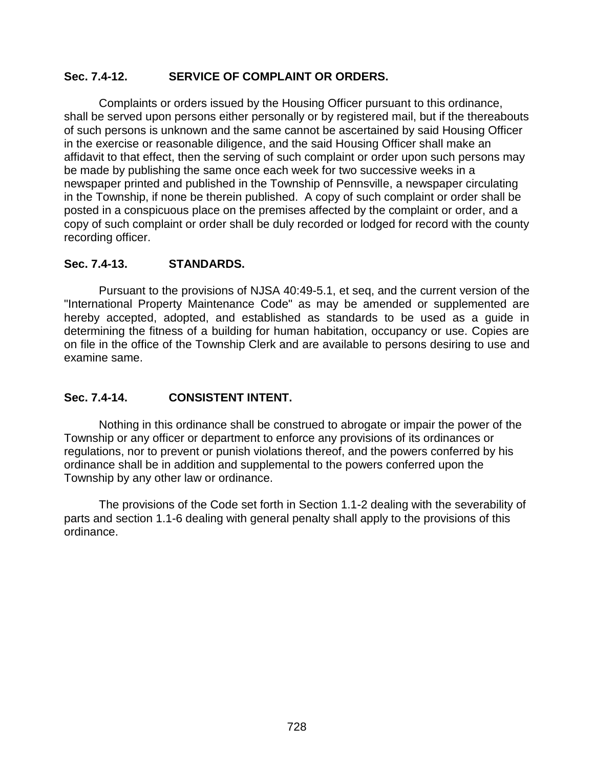### Sec. 7.4-12. SERVICE OF COMPLAINT OR ORDERS.

Complaints or orders issued by the Housing Officer pursuant to this ordinance, shall be served upon persons either personally or by registered mail, but if the thereabouts of such persons is unknown and the same cannot be ascertained by said Housing Officer in the exercise or reasonable diligence, and the said Housing Officer shall make an affidavit to that effect, then the serving of such complaint or order upon such persons may be made by publishing the same once each week for two successive weeks in a newspaper printed and published in the Township of Pennsville, a newspaper circulating in the Township, if none be therein published. A copy of such complaint or order shall be posted in a conspicuous place on the premises affected by the complaint or order, and a copy of such complaint or order shall be duly recorded or lodged for record with the county recording officer.

### Sec. 7.4-13. STANDARDS.

Pursuant to the provisions of NJSA 40:49-5.1, et seq, and the current version of the "International Property Maintenance Code" as may be amended or supplemented are hereby accepted, adopted, and established as standards to be used as a guide in determining the fitness of a building for human habitation, occupancy or use. Copies are on file in the office of the Township Clerk and are available to persons desiring to use and examine same.

### Sec. 7.4-14. CONSISTENT INTENT.

Nothing in this ordinance shall be construed to abrogate or impair the power of the Township or any officer or department to enforce any provisions of its ordinances or regulations, nor to prevent or punish violations thereof, and the powers conferred by his ordinance shall be in addition and supplemental to the powers conferred upon the Township by any other law or ordinance.

The provisions of the Code set forth in Section 1.1-2 dealing with the severability of parts and section 1.1-6 dealing with general penalty shall apply to the provisions of this ordinance.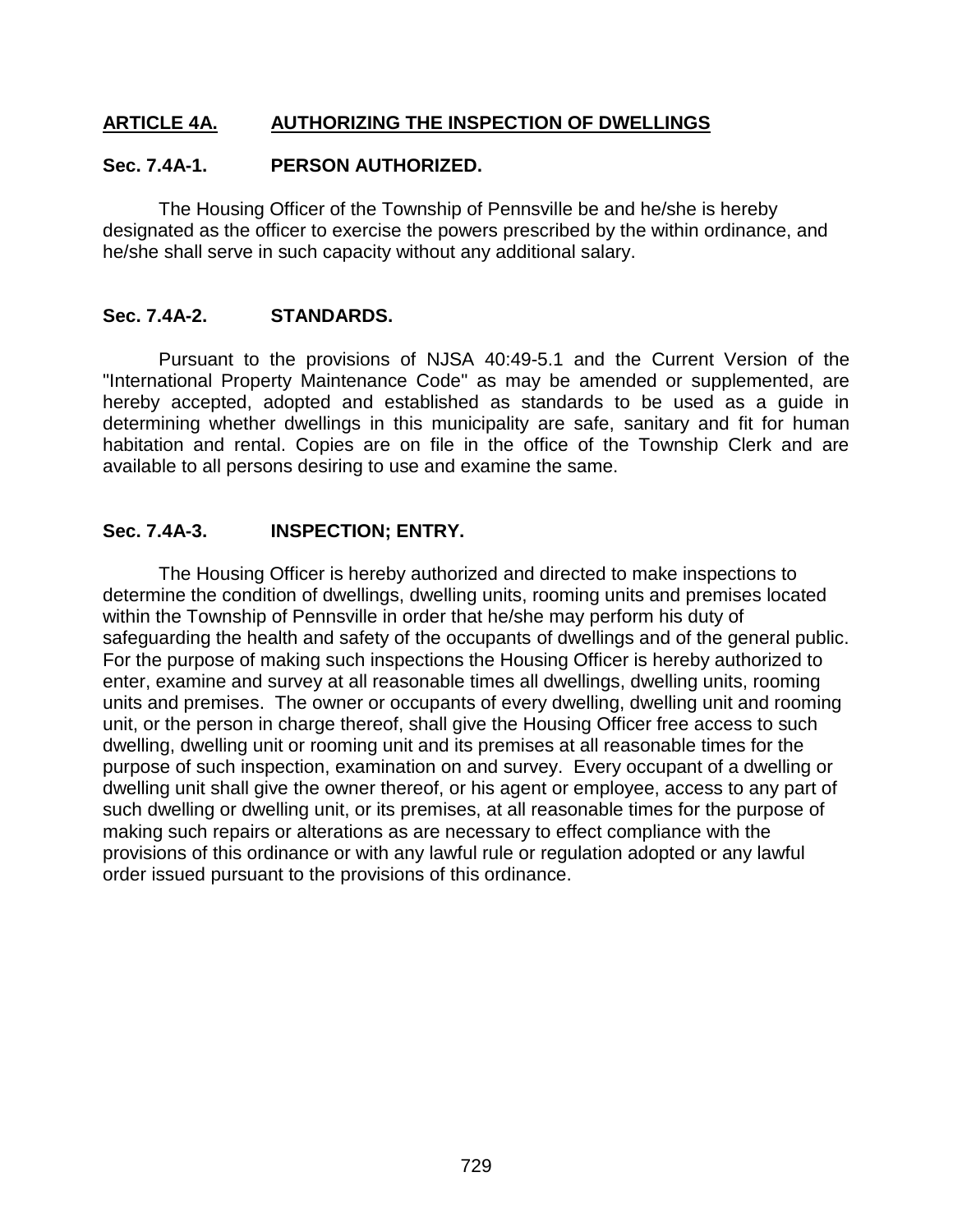## ARTICLE 4A. AUTHORIZING THE INSPECTION OF DWELLINGS

### Sec. 7.4A-1. PERSON AUTHORIZED.

The Housing Officer of the Township of Pennsville be and he/she is hereby designated as the officer to exercise the powers prescribed by the within ordinance, and he/she shall serve in such capacity without any additional salary.

### Sec. 7.4A-2. STANDARDS.

Pursuant to the provisions of NJSA 40:49-5.1 and the Current Version of the "International Property Maintenance Code" as may be amended or supplemented, are hereby accepted, adopted and established as standards to be used as a guide in determining whether dwellings in this municipality are safe, sanitary and fit for human habitation and rental. Copies are on file in the office of the Township Clerk and are available to all persons desiring to use and examine the same.

### Sec. 7.4A-3. INSPECTION; ENTRY.

The Housing Officer is hereby authorized and directed to make inspections to determine the condition of dwellings, dwelling units, rooming units and premises located within the Township of Pennsville in order that he/she may perform his duty of safeguarding the health and safety of the occupants of dwellings and of the general public. For the purpose of making such inspections the Housing Officer is hereby authorized to enter, examine and survey at all reasonable times all dwellings, dwelling units, rooming units and premises. The owner or occupants of every dwelling, dwelling unit and rooming unit, or the person in charge thereof, shall give the Housing Officer free access to such dwelling, dwelling unit or rooming unit and its premises at all reasonable times for the purpose of such inspection, examination on and survey. Every occupant of a dwelling or dwelling unit shall give the owner thereof, or his agent or employee, access to any part of such dwelling or dwelling unit, or its premises, at all reasonable times for the purpose of making such repairs or alterations as are necessary to effect compliance with the provisions of this ordinance or with any lawful rule or regulation adopted or any lawful order issued pursuant to the provisions of this ordinance.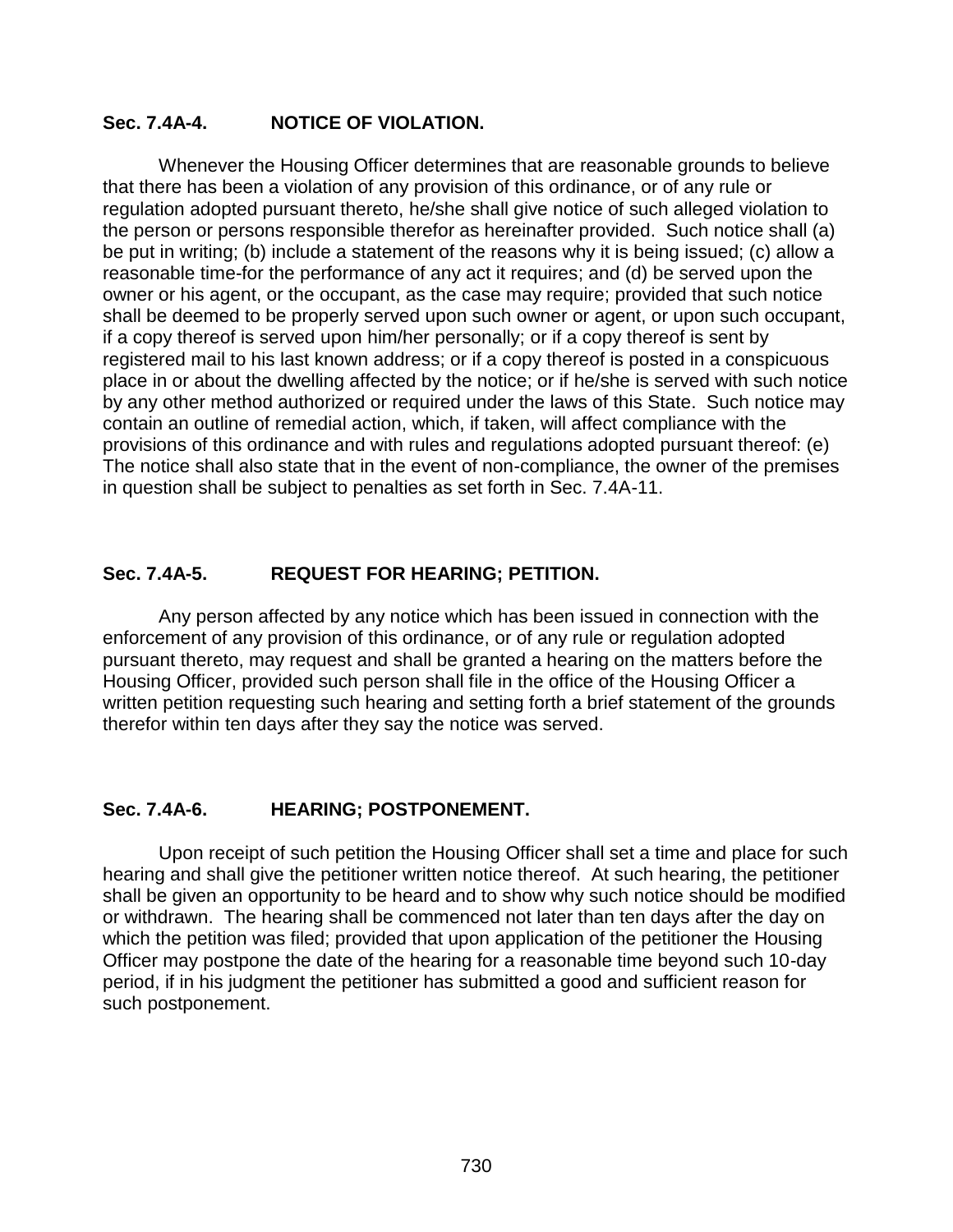### Sec. 7.4A-4. NOTICE OF VIOLATION.

Whenever the Housing Officer determines that are reasonable grounds to believe that there has been a violation of any provision of this ordinance, or of any rule or regulation adopted pursuant thereto, he/she shall give notice of such alleged violation to the person or persons responsible therefor as hereinafter provided. Such notice shall (a) be put in writing; (b) include a statement of the reasons why it is being issued; (c) allow a reasonable time-for the performance of any act it requires; and (d) be served upon the owner or his agent, or the occupant, as the case may require; provided that such notice shall be deemed to be properly served upon such owner or agent, or upon such occupant, if a copy thereof is served upon him/her personally; or if a copy thereof is sent by registered mail to his last known address; or if a copy thereof is posted in a conspicuous place in or about the dwelling affected by the notice; or if he/she is served with such notice by any other method authorized or required under the laws of this State. Such notice may contain an outline of remedial action, which, if taken, will affect compliance with the provisions of this ordinance and with rules and regulations adopted pursuant thereof: (e) The notice shall also state that in the event of non-compliance, the owner of the premises in question shall be subject to penalties as set forth in Sec. 7.4A-11.

### Sec. 7.4A-5. REQUEST FOR HEARING; PETITION.

Any person affected by any notice which has been issued in connection with the enforcement of any provision of this ordinance, or of any rule or regulation adopted pursuant thereto, may request and shall be granted a hearing on the matters before the Housing Officer, provided such person shall file in the office of the Housing Officer a written petition requesting such hearing and setting forth a brief statement of the grounds therefor within ten days after they say the notice was served.

### Sec. 7.4A-6. HEARING; POSTPONEMENT.

Upon receipt of such petition the Housing Officer shall set a time and place for such hearing and shall give the petitioner written notice thereof. At such hearing, the petitioner shall be given an opportunity to be heard and to show why such notice should be modified or withdrawn. The hearing shall be commenced not later than ten days after the day on which the petition was filed; provided that upon application of the petitioner the Housing Officer may postpone the date of the hearing for a reasonable time beyond such 10-day period, if in his judgment the petitioner has submitted a good and sufficient reason for such postponement.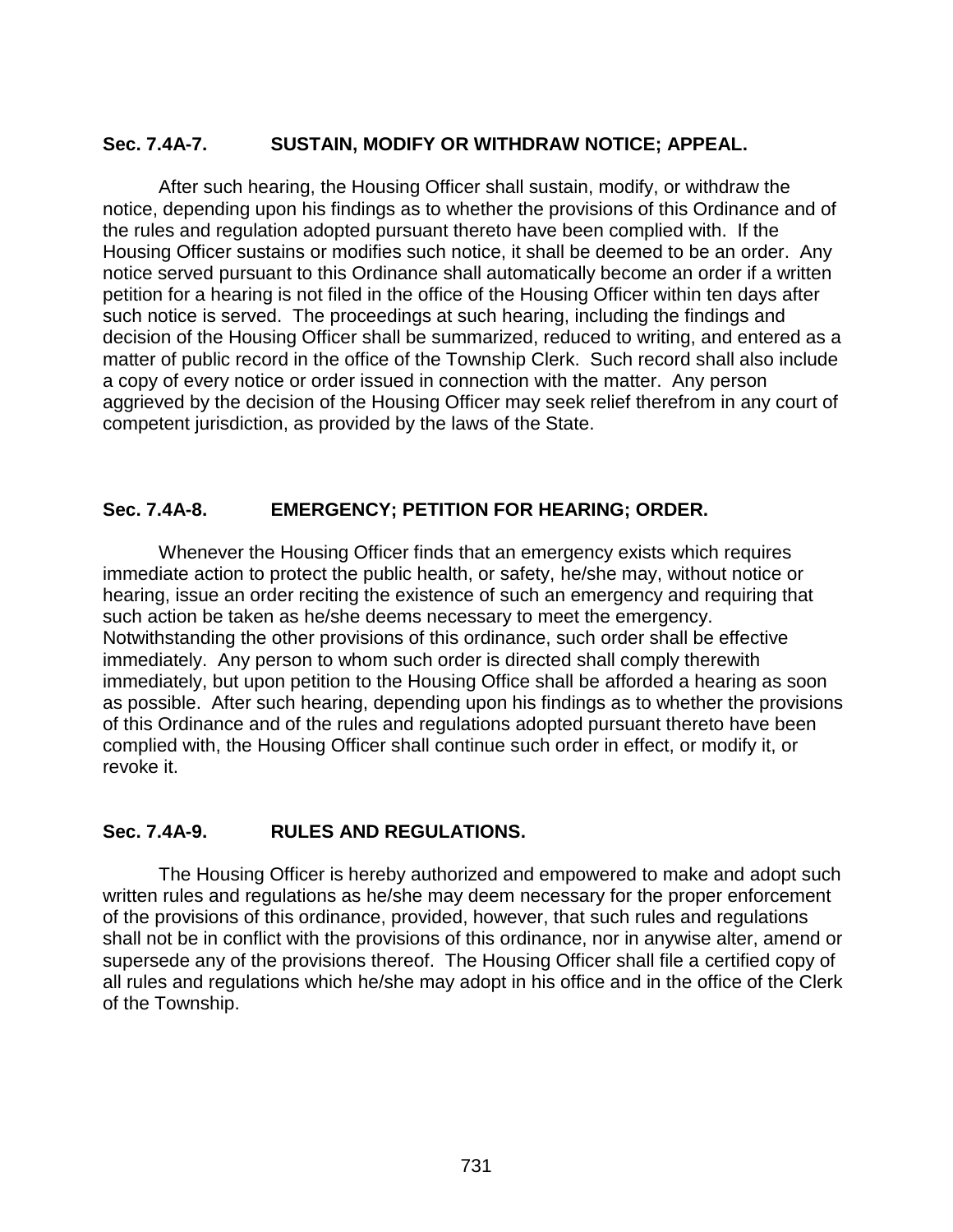### Sec. 7.4A-7. SUSTAIN, MODIFY OR WITHDRAW NOTICE; APPEAL.

After such hearing, the Housing Officer shall sustain, modify, or withdraw the notice, depending upon his findings as to whether the provisions of this Ordinance and of the rules and regulation adopted pursuant thereto have been complied with. If the Housing Officer sustains or modifies such notice, it shall be deemed to be an order. Any notice served pursuant to this Ordinance shall automatically become an order if a written petition for a hearing is not filed in the office of the Housing Officer within ten days after such notice is served. The proceedings at such hearing, including the findings and decision of the Housing Officer shall be summarized, reduced to writing, and entered as a matter of public record in the office of the Township Clerk. Such record shall also include a copy of every notice or order issued in connection with the matter. Any person aggrieved by the decision of the Housing Officer may seek relief therefrom in any court of competent jurisdiction, as provided by the laws of the State.

### Sec. 7.4A-8. EMERGENCY; PETITION FOR HEARING; ORDER.

Whenever the Housing Officer finds that an emergency exists which requires immediate action to protect the public health, or safety, he/she may, without notice or hearing, issue an order reciting the existence of such an emergency and requiring that such action be taken as he/she deems necessary to meet the emergency. Notwithstanding the other provisions of this ordinance, such order shall be effective immediately. Any person to whom such order is directed shall comply therewith immediately, but upon petition to the Housing Office shall be afforded a hearing as soon as possible. After such hearing, depending upon his findings as to whether the provisions of this Ordinance and of the rules and regulations adopted pursuant thereto have been complied with, the Housing Officer shall continue such order in effect, or modify it, or revoke it.

### Sec. 7.4A-9. RULES AND REGULATIONS.

The Housing Officer is hereby authorized and empowered to make and adopt such written rules and regulations as he/she may deem necessary for the proper enforcement of the provisions of this ordinance, provided, however, that such rules and regulations shall not be in conflict with the provisions of this ordinance, nor in anywise alter, amend or supersede any of the provisions thereof. The Housing Officer shall file a certified copy of all rules and regulations which he/she may adopt in his office and in the office of the Clerk of the Township.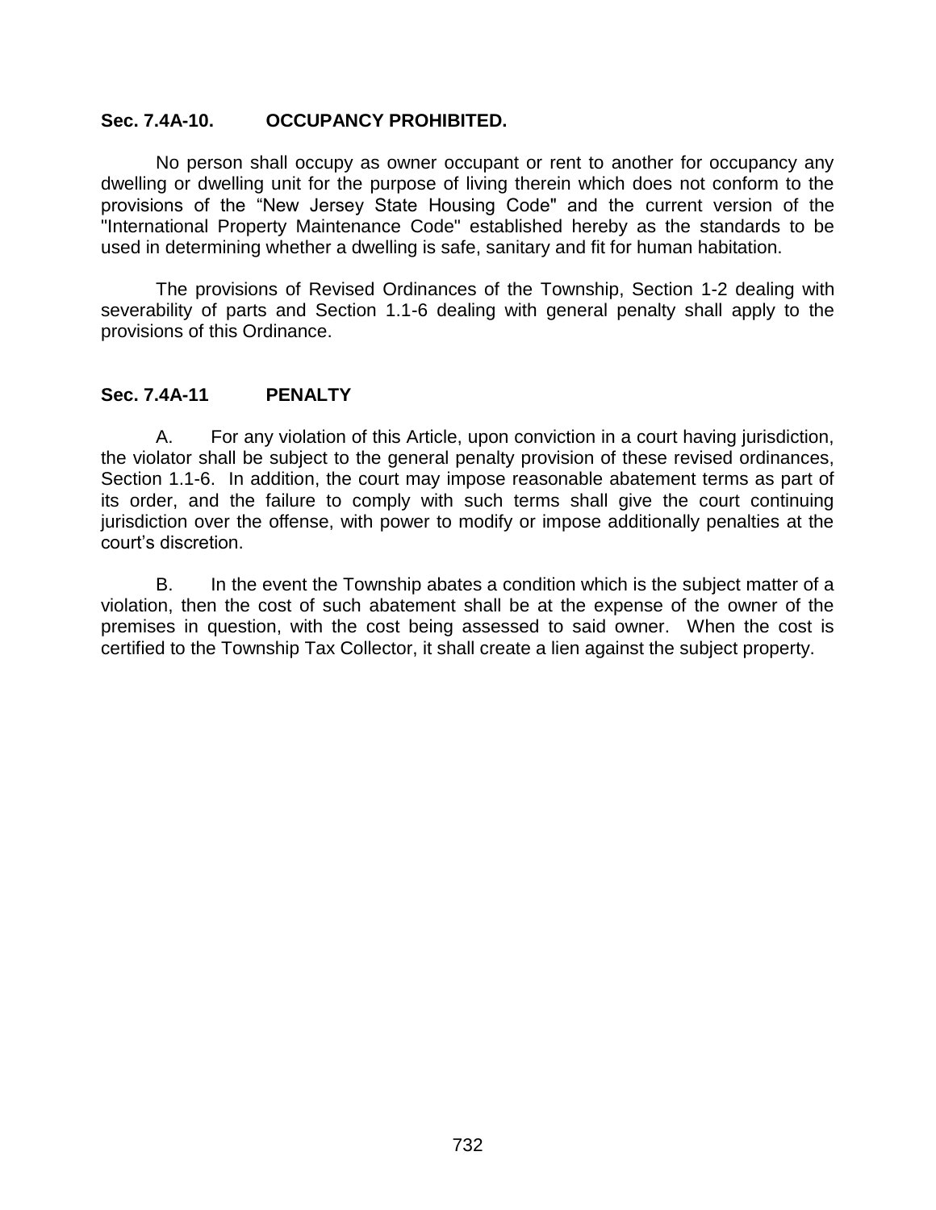### Sec. 7.4A-10. OCCUPANCY PROHIBITED.

No person shall occupy as owner occupant or rent to another for occupancy any dwelling or dwelling unit for the purpose of living therein which does not conform to the provisions of the “New Jersey State Housing Code" and the current version of the "International Property Maintenance Code" established hereby as the standards to be used in determining whether a dwelling is safe, sanitary and fit for human habitation.

The provisions of Revised Ordinances of the Township, Section 1-2 dealing with severability of parts and Section 1.1-6 dealing with general penalty shall apply to the provisions of this Ordinance.

### Sec. 7.4A-11 PENALTY

A. For any violation of this Article, upon conviction in a court having jurisdiction, the violator shall be subject to the general penalty provision of these revised ordinances, Section 1.1-6. In addition, the court may impose reasonable abatement terms as part of its order, and the failure to comply with such terms shall give the court continuing jurisdiction over the offense, with power to modify or impose additionally penalties at the court's discretion.

B. In the event the Township abates a condition which is the subject matter of a violation, then the cost of such abatement shall be at the expense of the owner of the premises in question, with the cost being assessed to said owner. When the cost is certified to the Township Tax Collector, it shall create a lien against the subject property.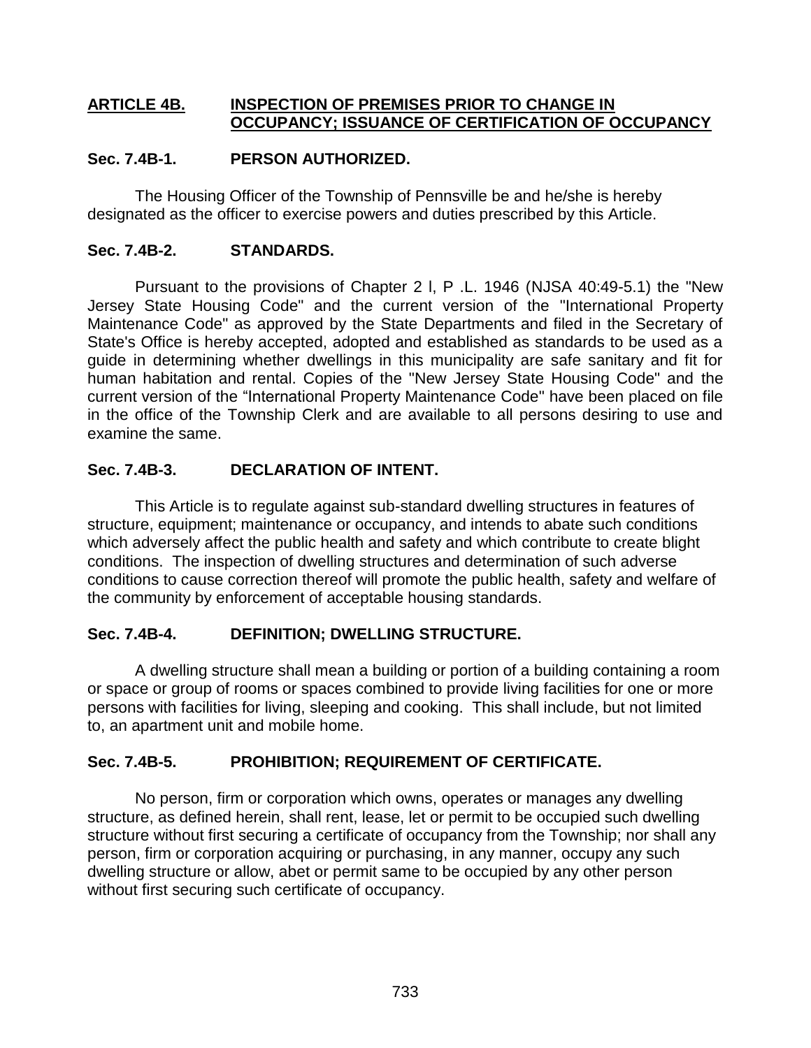## ARTICLE 4B. INSPECTION OF PREMISES PRIOR TO CHANGE IN OCCUPANCY; ISSUANCE OF CERTIFICATION OF OCCUPANCY

### Sec. 7.4B-1. PERSON AUTHORIZED.

The Housing Officer of the Township of Pennsville be and he/she is hereby designated as the officer to exercise powers and duties prescribed by this Article.

### Sec. 7.4B-2. STANDARDS.

Pursuant to the provisions of Chapter 2 l, P .L. 1946 (NJSA 40:49-5.1) the "New Jersey State Housing Code" and the current version of the "International Property Maintenance Code" as approved by the State Departments and filed in the Secretary of State's Office is hereby accepted, adopted and established as standards to be used as a guide in determining whether dwellings in this municipality are safe sanitary and fit for human habitation and rental. Copies of the "New Jersey State Housing Code" and the current version of the "International Property Maintenance Code" have been placed on file in the office of the Township Clerk and are available to all persons desiring to use and examine the same.

### Sec. 7.4B-3. DECLARATION OF INTENT.

This Article is to regulate against sub-standard dwelling structures in features of structure, equipment; maintenance or occupancy, and intends to abate such conditions which adversely affect the public health and safety and which contribute to create blight conditions. The inspection of dwelling structures and determination of such adverse conditions to cause correction thereof will promote the public health, safety and welfare of the community by enforcement of acceptable housing standards.

### Sec. 7.4B-4. DEFINITION; DWELLING STRUCTURE.

A dwelling structure shall mean a building or portion of a building containing a room or space or group of rooms or spaces combined to provide living facilities for one or more persons with facilities for living, sleeping and cooking. This shall include, but not limited to, an apartment unit and mobile home.

### Sec. 7.4B-5. PROHIBITION; REQUIREMENT OF CERTIFICATE.

No person, firm or corporation which owns, operates or manages any dwelling structure, as defined herein, shall rent, lease, let or permit to be occupied such dwelling structure without first securing a certificate of occupancy from the Township; nor shall any person, firm or corporation acquiring or purchasing, in any manner, occupy any such dwelling structure or allow, abet or permit same to be occupied by any other person without first securing such certificate of occupancy.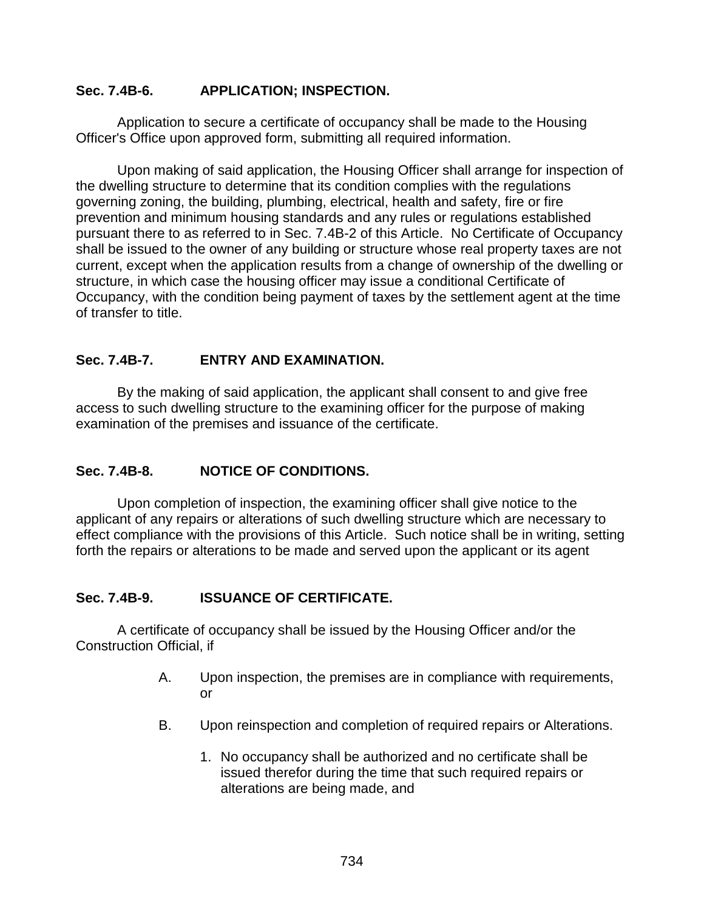## Sec. 7.4B-6. APPLICATION; INSPECTION.

Application to secure a certificate of occupancy shall be made to the Housing Officer's Office upon approved form, submitting all required information.

Upon making of said application, the Housing Officer shall arrange for inspection of the dwelling structure to determine that its condition complies with the regulations governing zoning, the building, plumbing, electrical, health and safety, fire or fire prevention and minimum housing standards and any rules or regulations established pursuant there to as referred to in Sec. 7.4B-2 of this Article. No Certificate of Occupancy shall be issued to the owner of any building or structure whose real property taxes are not current, except when the application results from a change of ownership of the dwelling or structure, in which case the housing officer may issue a conditional Certificate of Occupancy, with the condition being payment of taxes by the settlement agent at the time of transfer to title.

## Sec. 7.4B-7. ENTRY AND EXAMINATION.

By the making of said application, the applicant shall consent to and give free access to such dwelling structure to the examining officer for the purpose of making examination of the premises and issuance of the certificate.

## Sec. 7.4B-8. NOTICE OF CONDITIONS.

Upon completion of inspection, the examining officer shall give notice to the applicant of any repairs or alterations of such dwelling structure which are necessary to effect compliance with the provisions of this Article. Such notice shall be in writing, setting forth the repairs or alterations to be made and served upon the applicant or its agent

## Sec. 7.4B-9. ISSUANCE OF CERTIFICATE.

A certificate of occupancy shall be issued by the Housing Officer and/or the Construction Official, if

A. Upon inspection, the premises are in compliance with requirements, or

B. Upon reinspection and completion of required repairs or Alterations.

1. No occupancy shall be authorized and no certificate shall be issued therefor during the time that such required repairs or alterations are being made, and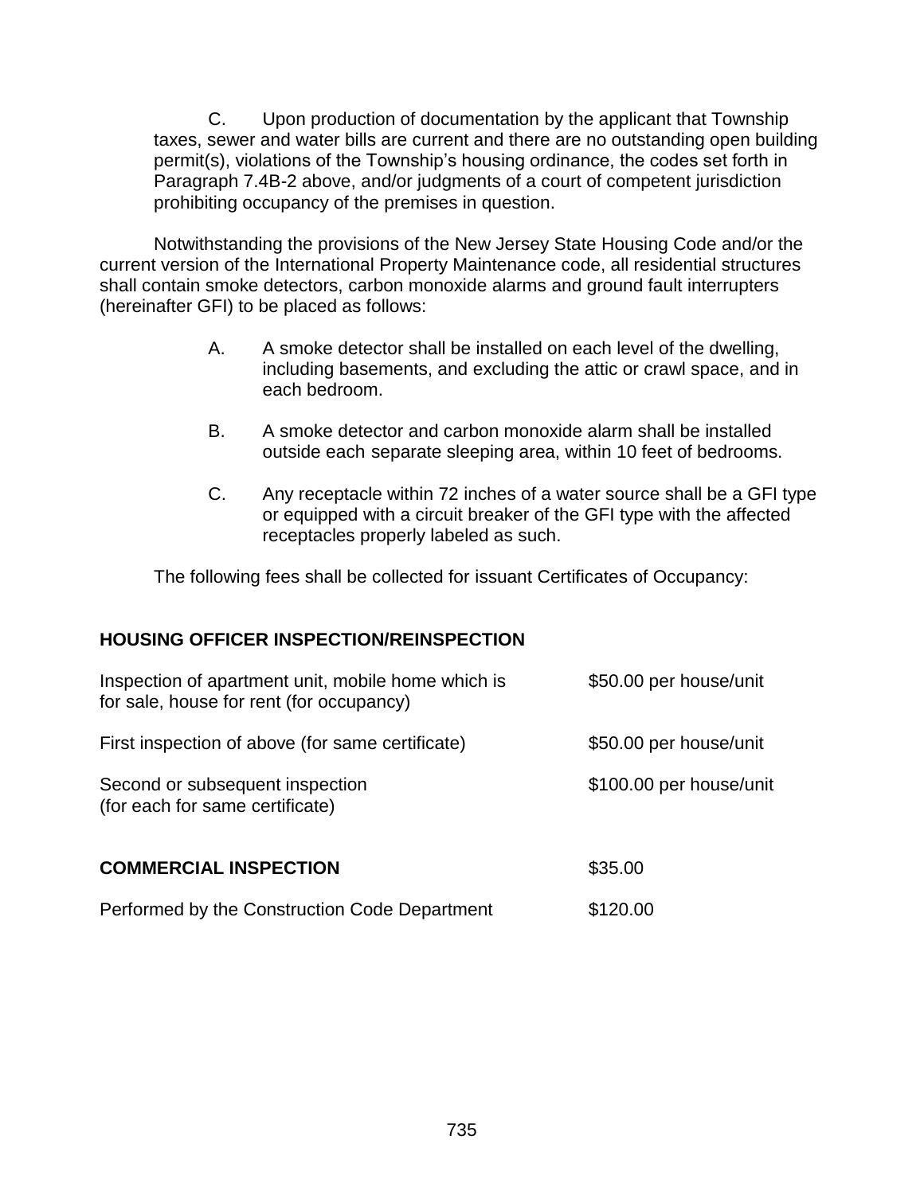C. Upon production of documentation by the applicant that Township taxes, sewer and water bills are current and there are no outstanding open building permit(s), violations of the Township's housing ordinance, the codes set forth in Paragraph 7.4B-2 above, and/or judgments of a court of competent jurisdiction prohibiting occupancy of the premises in question.

Notwithstanding the provisions of the New Jersey State Housing Code and/or the current version of the International Property Maintenance code, all residential structures shall contain smoke detectors, carbon monoxide alarms and ground fault interrupters (hereinafter GFI) to be placed as follows:

A. A smoke detector shall be installed on each level of the dwelling, including basements, and excluding the attic or crawl space, and in each bedroom.

B. A smoke detector and carbon monoxide alarm shall be installed outside each separate sleeping area, within 10 feet of bedrooms.

C. Any receptacle within 72 inches of a water source shall be a GFI type or equipped with a circuit breaker of the GFI type with the affected receptacles properly labeled as such.

The following fees shall be collected for issuant Certificates of Occupancy:

**HOUSING OFFICER INSPECTION/REINSPECTION**

| | |
|---|---|
| Inspection of apartment unit, mobile home which is for sale, house for rent (for occupancy) | $50.00 per house/unit |
| First inspection of above (for same certificate) | $50.00 per house/unit |
| Second or subsequent inspection (for each for same certificate) | $100.00 per house/unit |
| **COMMERCIAL INSPECTION** | $35.00 |
| Performed by the Construction Code Department | $120.00 |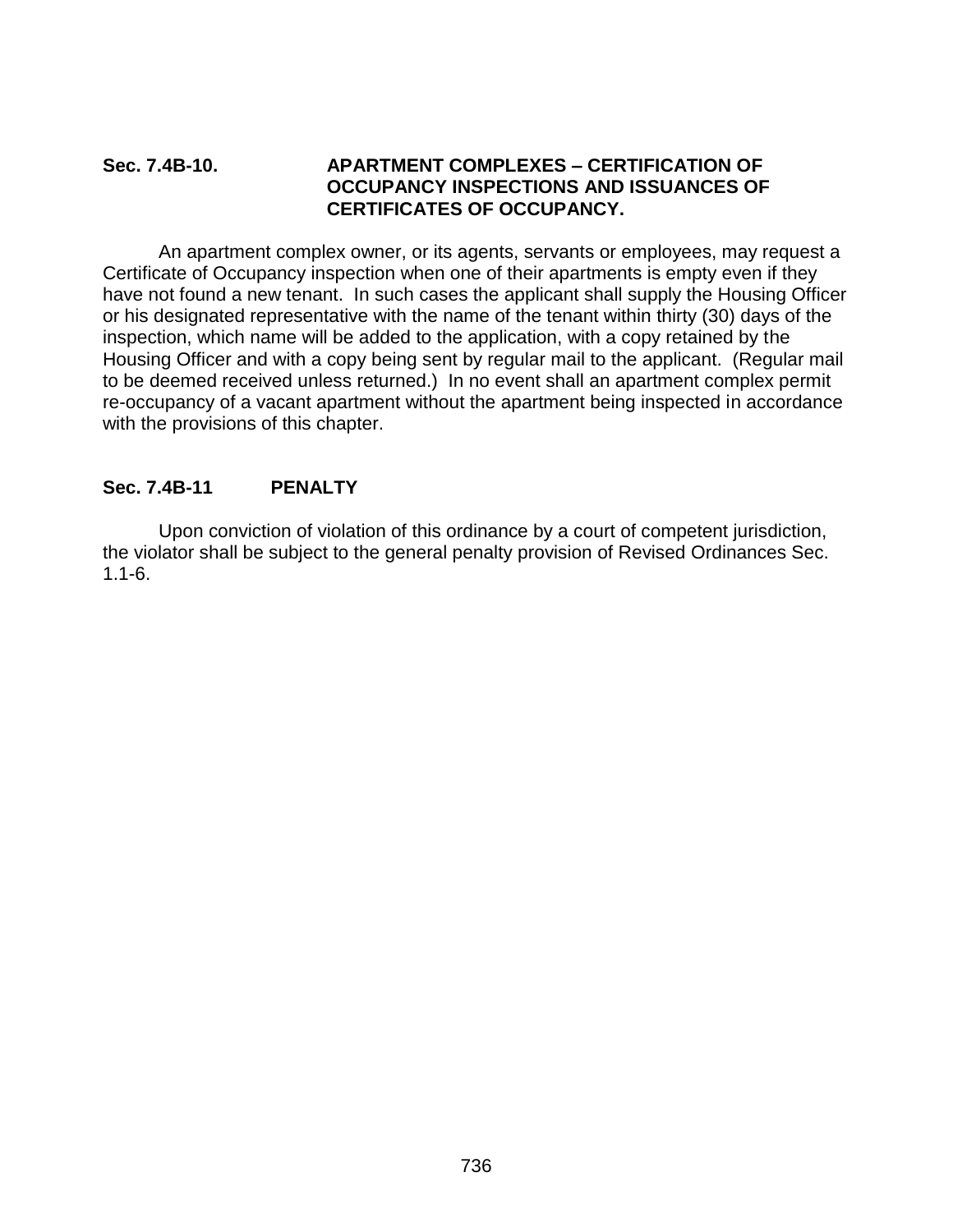### Sec. 7.4B-10. APARTMENT COMPLEXES – CERTIFICATION OF OCCUPANCY INSPECTIONS AND ISSUANCES OF CERTIFICATES OF OCCUPANCY.

An apartment complex owner, or its agents, servants or employees, may request a Certificate of Occupancy inspection when one of their apartments is empty even if they have not found a new tenant. In such cases the applicant shall supply the Housing Officer or his designated representative with the name of the tenant within thirty (30) days of the inspection, which name will be added to the application, with a copy retained by the Housing Officer and with a copy being sent by regular mail to the applicant. (Regular mail to be deemed received unless returned.) In no event shall an apartment complex permit re-occupancy of a vacant apartment without the apartment being inspected in accordance with the provisions of this chapter.

### Sec. 7.4B-11 PENALTY

Upon conviction of violation of this ordinance by a court of competent jurisdiction, the violator shall be subject to the general penalty provision of Revised Ordinances Sec. 1.1-6.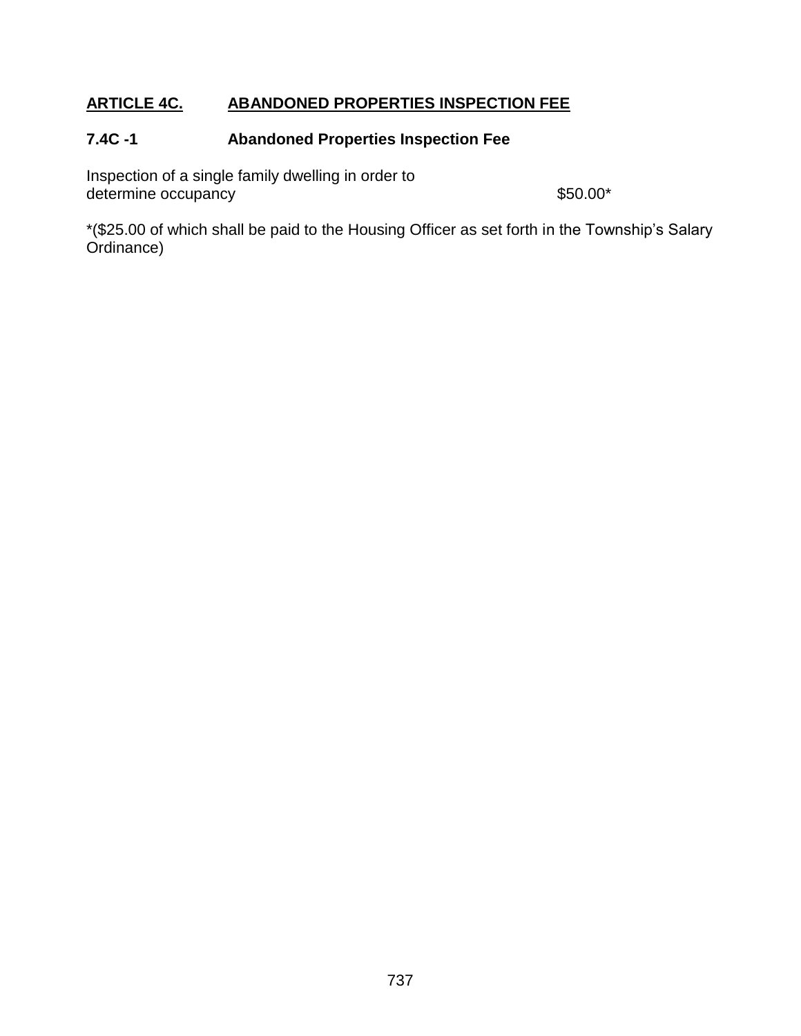## ARTICLE 4C. ABANDONED PROPERTIES INSPECTION FEE

### 7.4C -1 Abandoned Properties Inspection Fee

| | |
|---|---|
| Inspection of a single family dwelling in order to determine occupancy | $50.00* |

*($25.00 of which shall be paid to the Housing Officer as set forth in the Township's Salary Ordinance)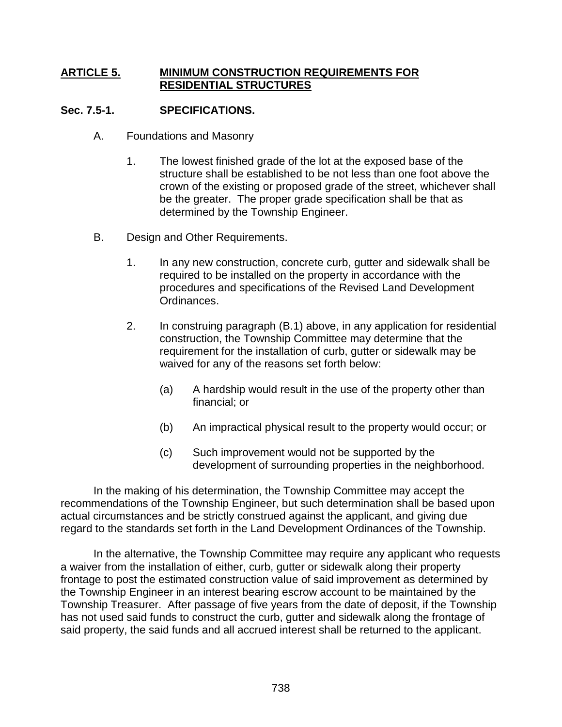## ARTICLE 5. MINIMUM CONSTRUCTION REQUIREMENTS FOR RESIDENTIAL STRUCTURES

### Sec. 7.5-1. SPECIFICATIONS.

A. Foundations and Masonry

1. The lowest finished grade of the lot at the exposed base of the structure shall be established to be not less than one foot above the crown of the existing or proposed grade of the street, whichever shall be the greater. The proper grade specification shall be that as determined by the Township Engineer.

B. Design and Other Requirements.

1. In any new construction, concrete curb, gutter and sidewalk shall be required to be installed on the property in accordance with the procedures and specifications of the Revised Land Development Ordinances.

2. In construing paragraph (B.1) above, in any application for residential construction, the Township Committee may determine that the requirement for the installation of curb, gutter or sidewalk may be waived for any of the reasons set forth below:

   (a) A hardship would result in the use of the property other than financial; or

   (b) An impractical physical result to the property would occur; or

   (c) Such improvement would not be supported by the development of surrounding properties in the neighborhood.

In the making of his determination, the Township Committee may accept the recommendations of the Township Engineer, but such determination shall be based upon actual circumstances and be strictly construed against the applicant, and giving due regard to the standards set forth in the Land Development Ordinances of the Township.

In the alternative, the Township Committee may require any applicant who requests a waiver from the installation of either, curb, gutter or sidewalk along their property frontage to post the estimated construction value of said improvement as determined by the Township Engineer in an interest bearing escrow account to be maintained by the Township Treasurer. After passage of five years from the date of deposit, if the Township has not used said funds to construct the curb, gutter and sidewalk along the frontage of said property, the said funds and all accrued interest shall be returned to the applicant.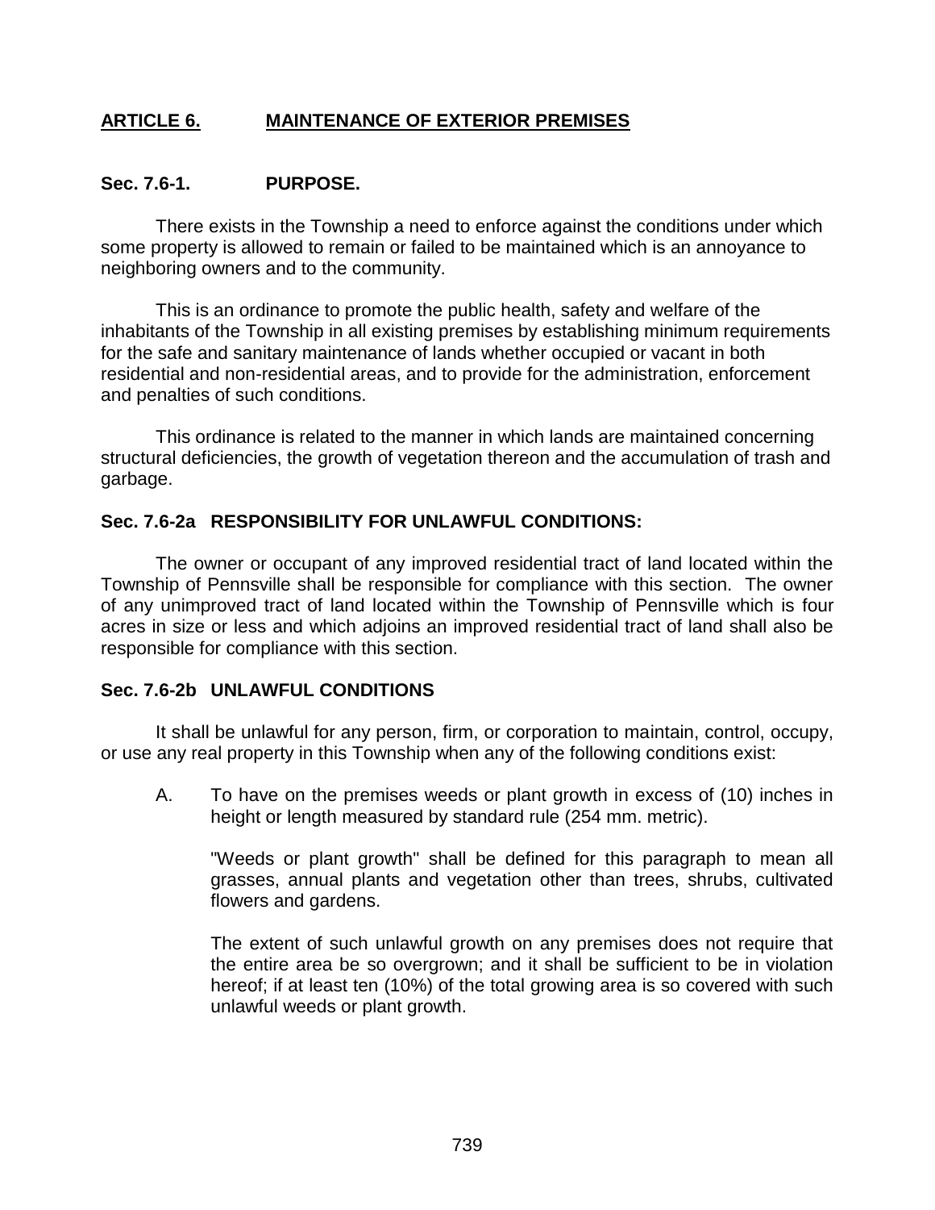## ARTICLE 6. MAINTENANCE OF EXTERIOR PREMISES

### Sec. 7.6-1. PURPOSE.

There exists in the Township a need to enforce against the conditions under which some property is allowed to remain or failed to be maintained which is an annoyance to neighboring owners and to the community.

This is an ordinance to promote the public health, safety and welfare of the inhabitants of the Township in all existing premises by establishing minimum requirements for the safe and sanitary maintenance of lands whether occupied or vacant in both residential and non-residential areas, and to provide for the administration, enforcement and penalties of such conditions.

This ordinance is related to the manner in which lands are maintained concerning structural deficiencies, the growth of vegetation thereon and the accumulation of trash and garbage.

### Sec. 7.6-2a RESPONSIBILITY FOR UNLAWFUL CONDITIONS:

The owner or occupant of any improved residential tract of land located within the Township of Pennsville shall be responsible for compliance with this section. The owner of any unimproved tract of land located within the Township of Pennsville which is four acres in size or less and which adjoins an improved residential tract of land shall also be responsible for compliance with this section.

### Sec. 7.6-2b UNLAWFUL CONDITIONS

It shall be unlawful for any person, firm, or corporation to maintain, control, occupy, or use any real property in this Township when any of the following conditions exist:

A. To have on the premises weeds or plant growth in excess of (10) inches in height or length measured by standard rule (254 mm. metric).

   "Weeds or plant growth" shall be defined for this paragraph to mean all grasses, annual plants and vegetation other than trees, shrubs, cultivated flowers and gardens.

   The extent of such unlawful growth on any premises does not require that the entire area be so overgrown; and it shall be sufficient to be in violation hereof; if at least ten (10%) of the total growing area is so covered with such unlawful weeds or plant growth.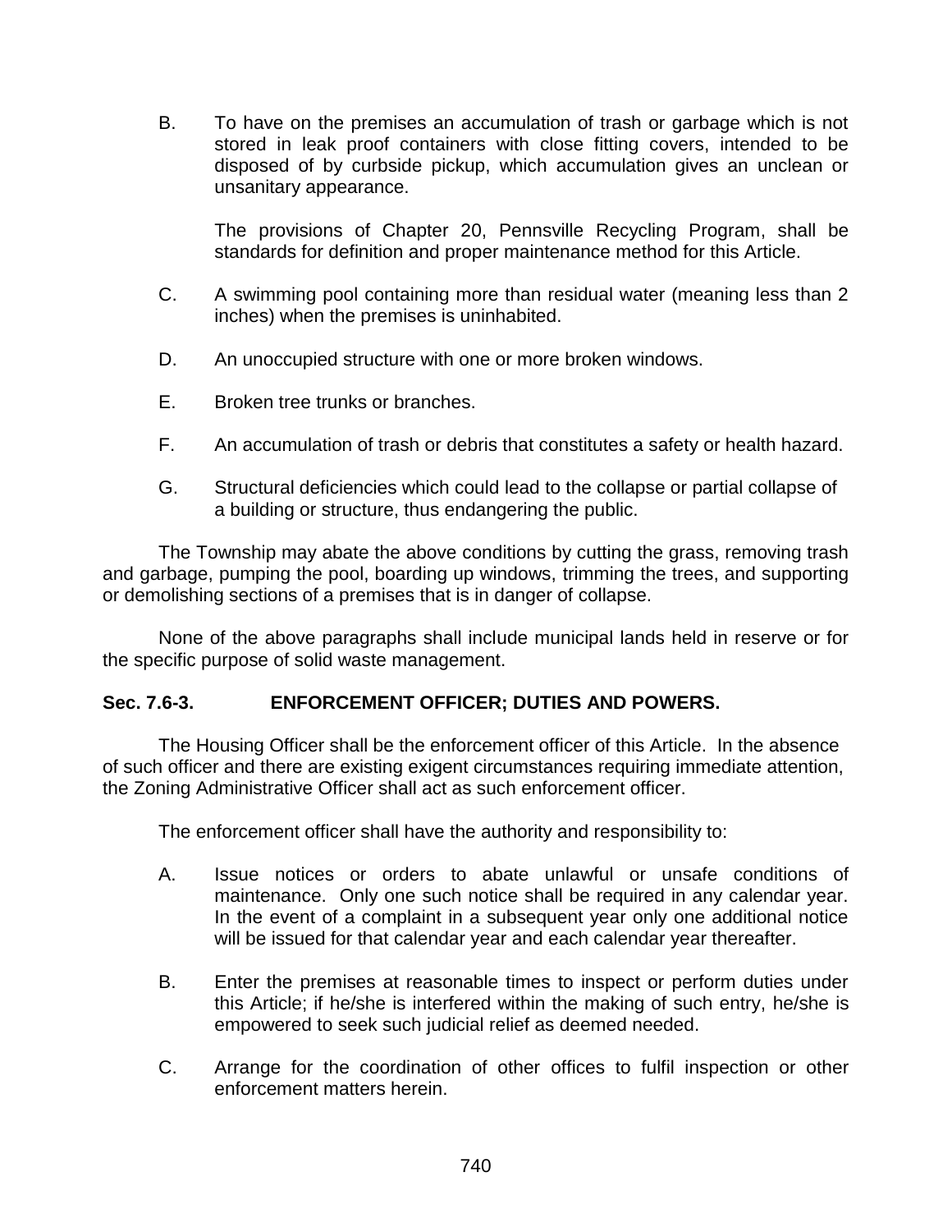B. To have on the premises an accumulation of trash or garbage which is not stored in leak proof containers with close fitting covers, intended to be disposed of by curbside pickup, which accumulation gives an unclean or unsanitary appearance.

   The provisions of Chapter 20, Pennsville Recycling Program, shall be standards for definition and proper maintenance method for this Article.

C. A swimming pool containing more than residual water (meaning less than 2 inches) when the premises is uninhabited.

D. An unoccupied structure with one or more broken windows.

E. Broken tree trunks or branches.

F. An accumulation of trash or debris that constitutes a safety or health hazard.

G. Structural deficiencies which could lead to the collapse or partial collapse of a building or structure, thus endangering the public.

The Township may abate the above conditions by cutting the grass, removing trash and garbage, pumping the pool, boarding up windows, trimming the trees, and supporting or demolishing sections of a premises that is in danger of collapse.

None of the above paragraphs shall include municipal lands held in reserve or for the specific purpose of solid waste management.

**Sec. 7.6-3. ENFORCEMENT OFFICER; DUTIES AND POWERS.**

The Housing Officer shall be the enforcement officer of this Article. In the absence of such officer and there are existing exigent circumstances requiring immediate attention, the Zoning Administrative Officer shall act as such enforcement officer.

The enforcement officer shall have the authority and responsibility to:

A. Issue notices or orders to abate unlawful or unsafe conditions of maintenance. Only one such notice shall be required in any calendar year. In the event of a complaint in a subsequent year only one additional notice will be issued for that calendar year and each calendar year thereafter.

B. Enter the premises at reasonable times to inspect or perform duties under this Article; if he/she is interfered within the making of such entry, he/she is empowered to seek such judicial relief as deemed needed.

C. Arrange for the coordination of other offices to fulfil inspection or other enforcement matters herein.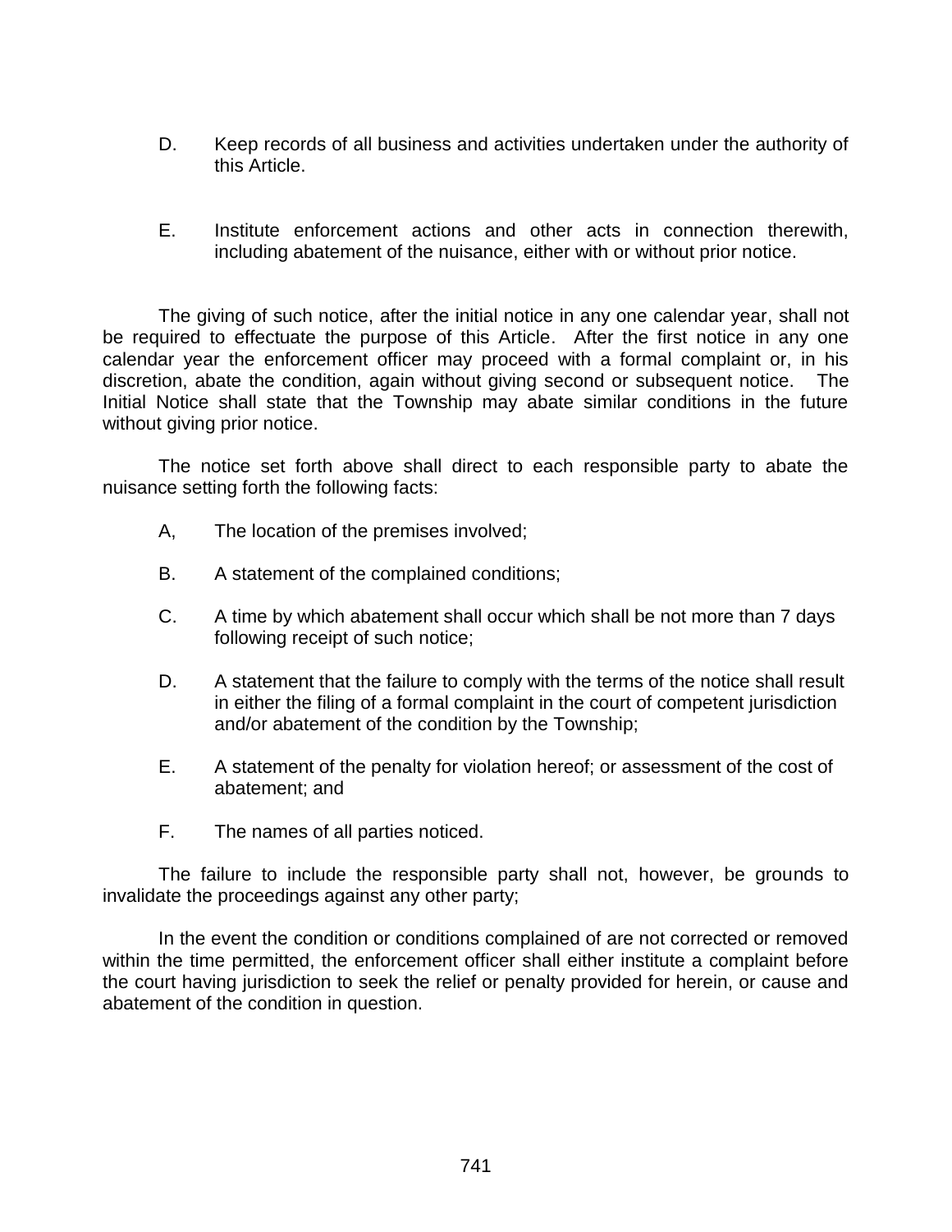D. Keep records of all business and activities undertaken under the authority of this Article.

E. Institute enforcement actions and other acts in connection therewith, including abatement of the nuisance, either with or without prior notice.

The giving of such notice, after the initial notice in any one calendar year, shall not be required to effectuate the purpose of this Article. After the first notice in any one calendar year the enforcement officer may proceed with a formal complaint or, in his discretion, abate the condition, again without giving second or subsequent notice. The Initial Notice shall state that the Township may abate similar conditions in the future without giving prior notice.

The notice set forth above shall direct to each responsible party to abate the nuisance setting forth the following facts:

A, The location of the premises involved;

B. A statement of the complained conditions;

C. A time by which abatement shall occur which shall be not more than 7 days following receipt of such notice;

D. A statement that the failure to comply with the terms of the notice shall result in either the filing of a formal complaint in the court of competent jurisdiction and/or abatement of the condition by the Township;

E. A statement of the penalty for violation hereof; or assessment of the cost of abatement; and

F. The names of all parties noticed.

The failure to include the responsible party shall not, however, be grounds to invalidate the proceedings against any other party;

In the event the condition or conditions complained of are not corrected or removed within the time permitted, the enforcement officer shall either institute a complaint before the court having jurisdiction to seek the relief or penalty provided for herein, or cause and abatement of the condition in question.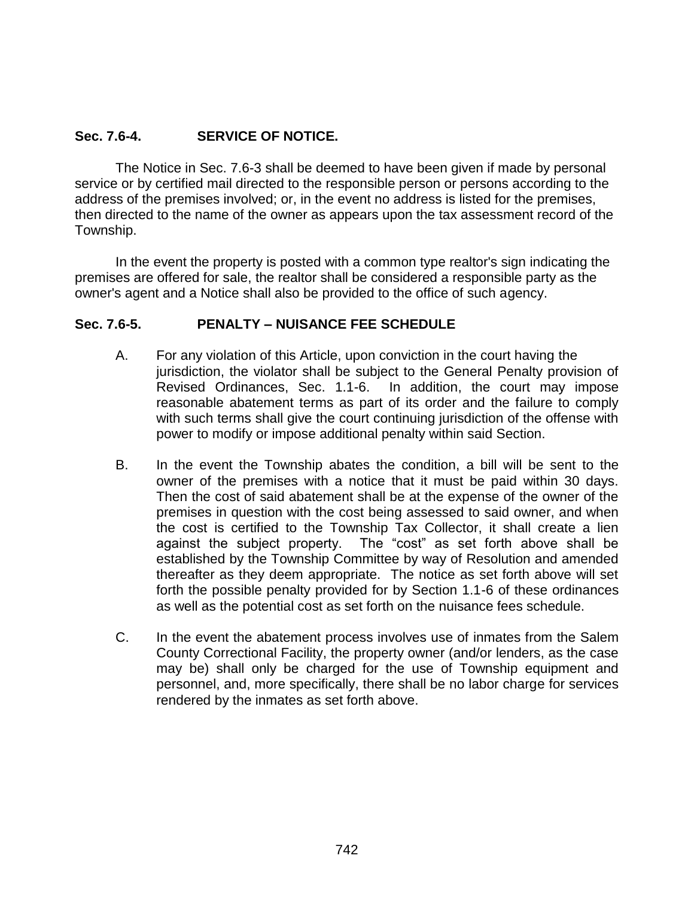### Sec. 7.6-4. SERVICE OF NOTICE.

The Notice in Sec. 7.6-3 shall be deemed to have been given if made by personal service or by certified mail directed to the responsible person or persons according to the address of the premises involved; or, in the event no address is listed for the premises, then directed to the name of the owner as appears upon the tax assessment record of the Township.

In the event the property is posted with a common type realtor's sign indicating the premises are offered for sale, the realtor shall be considered a responsible party as the owner's agent and a Notice shall also be provided to the office of such agency.

### Sec. 7.6-5. PENALTY – NUISANCE FEE SCHEDULE

A. For any violation of this Article, upon conviction in the court having the jurisdiction, the violator shall be subject to the General Penalty provision of Revised Ordinances, Sec. 1.1-6. In addition, the court may impose reasonable abatement terms as part of its order and the failure to comply with such terms shall give the court continuing jurisdiction of the offense with power to modify or impose additional penalty within said Section.

B. In the event the Township abates the condition, a bill will be sent to the owner of the premises with a notice that it must be paid within 30 days. Then the cost of said abatement shall be at the expense of the owner of the premises in question with the cost being assessed to said owner, and when the cost is certified to the Township Tax Collector, it shall create a lien against the subject property. The "cost" as set forth above shall be established by the Township Committee by way of Resolution and amended thereafter as they deem appropriate. The notice as set forth above will set forth the possible penalty provided for by Section 1.1-6 of these ordinances as well as the potential cost as set forth on the nuisance fees schedule.

C. In the event the abatement process involves use of inmates from the Salem County Correctional Facility, the property owner (and/or lenders, as the case may be) shall only be charged for the use of Township equipment and personnel, and, more specifically, there shall be no labor charge for services rendered by the inmates as set forth above.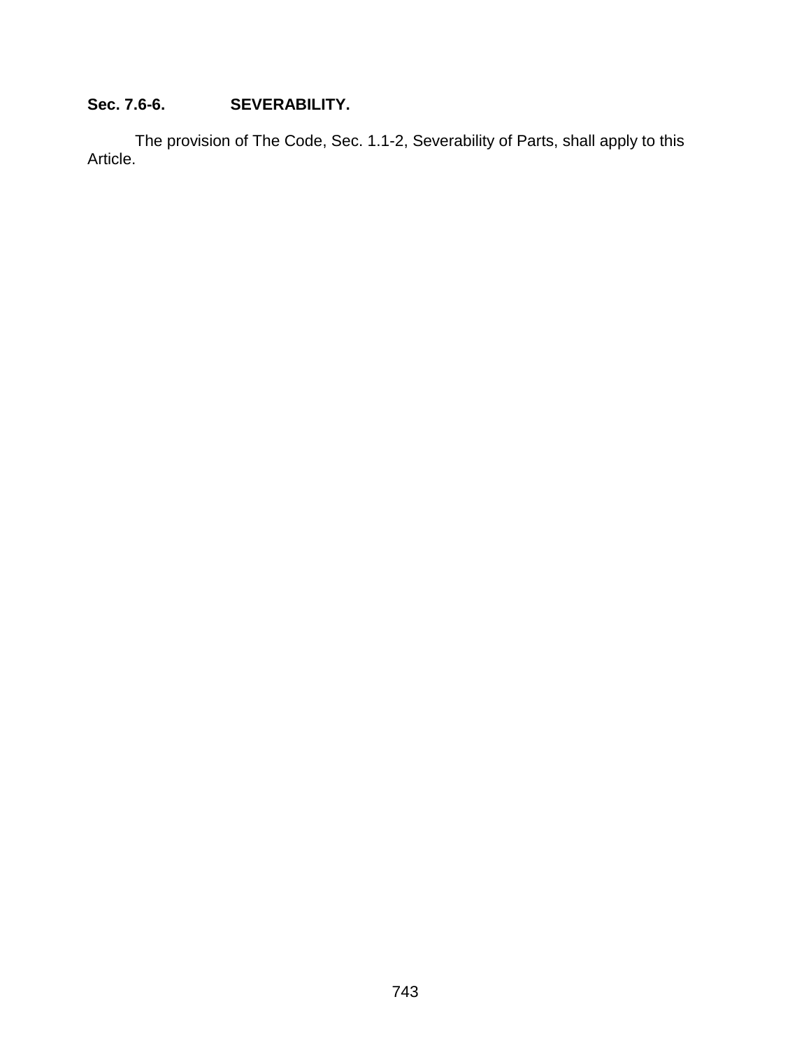### Sec. 7.6-6. SEVERABILITY.

The provision of The Code, Sec. 1.1-2, Severability of Parts, shall apply to this Article.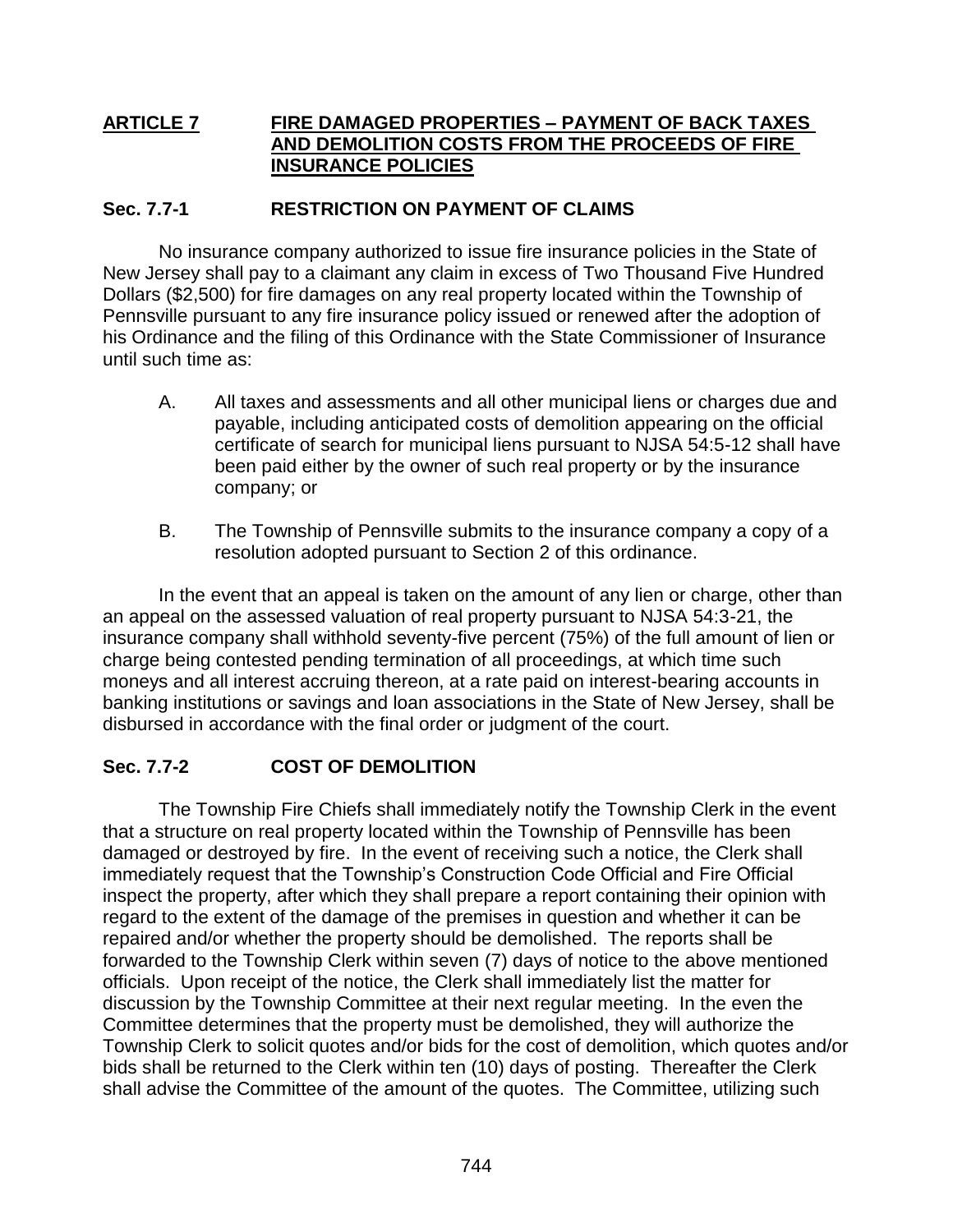## ARTICLE 7 FIRE DAMAGED PROPERTIES – PAYMENT OF BACK TAXES AND DEMOLITION COSTS FROM THE PROCEEDS OF FIRE INSURANCE POLICIES

### Sec. 7.7-1 RESTRICTION ON PAYMENT OF CLAIMS

No insurance company authorized to issue fire insurance policies in the State of New Jersey shall pay to a claimant any claim in excess of Two Thousand Five Hundred Dollars ($2,500) for fire damages on any real property located within the Township of Pennsville pursuant to any fire insurance policy issued or renewed after the adoption of his Ordinance and the filing of this Ordinance with the State Commissioner of Insurance until such time as:

A. All taxes and assessments and all other municipal liens or charges due and payable, including anticipated costs of demolition appearing on the official certificate of search for municipal liens pursuant to NJSA 54:5-12 shall have been paid either by the owner of such real property or by the insurance company; or

B. The Township of Pennsville submits to the insurance company a copy of a resolution adopted pursuant to Section 2 of this ordinance.

In the event that an appeal is taken on the amount of any lien or charge, other than an appeal on the assessed valuation of real property pursuant to NJSA 54:3-21, the insurance company shall withhold seventy-five percent (75%) of the full amount of lien or charge being contested pending termination of all proceedings, at which time such moneys and all interest accruing thereon, at a rate paid on interest-bearing accounts in banking institutions or savings and loan associations in the State of New Jersey, shall be disbursed in accordance with the final order or judgment of the court.

### Sec. 7.7-2 COST OF DEMOLITION

The Township Fire Chiefs shall immediately notify the Township Clerk in the event that a structure on real property located within the Township of Pennsville has been damaged or destroyed by fire. In the event of receiving such a notice, the Clerk shall immediately request that the Township's Construction Code Official and Fire Official inspect the property, after which they shall prepare a report containing their opinion with regard to the extent of the damage of the premises in question and whether it can be repaired and/or whether the property should be demolished. The reports shall be forwarded to the Township Clerk within seven (7) days of notice to the above mentioned officials. Upon receipt of the notice, the Clerk shall immediately list the matter for discussion by the Township Committee at their next regular meeting. In the even the Committee determines that the property must be demolished, they will authorize the Township Clerk to solicit quotes and/or bids for the cost of demolition, which quotes and/or bids shall be returned to the Clerk within ten (10) days of posting. Thereafter the Clerk shall advise the Committee of the amount of the quotes. The Committee, utilizing such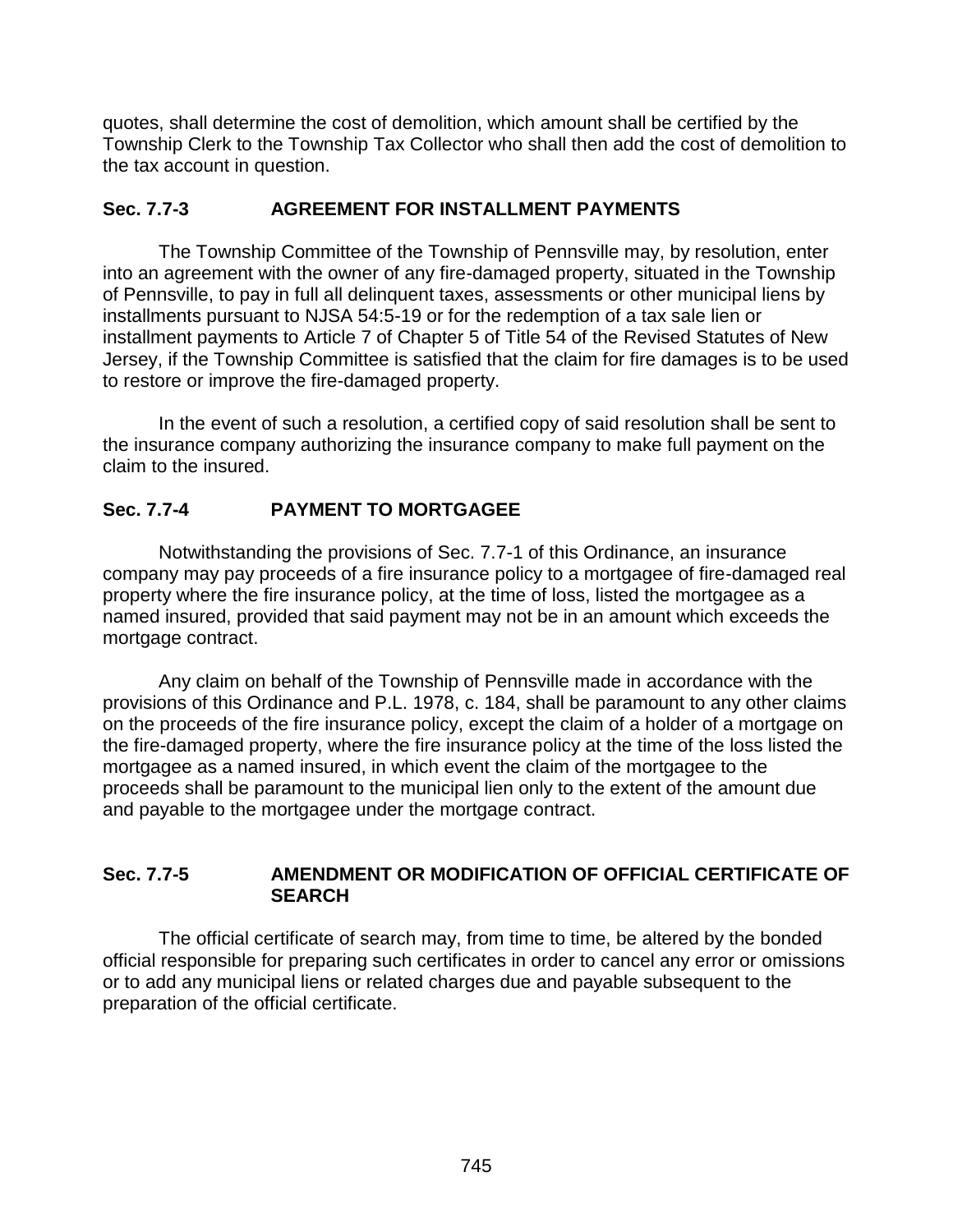quotes, shall determine the cost of demolition, which amount shall be certified by the Township Clerk to the Township Tax Collector who shall then add the cost of demolition to the tax account in question.

### Sec. 7.7-3 AGREEMENT FOR INSTALLMENT PAYMENTS

The Township Committee of the Township of Pennsville may, by resolution, enter into an agreement with the owner of any fire-damaged property, situated in the Township of Pennsville, to pay in full all delinquent taxes, assessments or other municipal liens by installments pursuant to NJSA 54:5-19 or for the redemption of a tax sale lien or installment payments to Article 7 of Chapter 5 of Title 54 of the Revised Statutes of New Jersey, if the Township Committee is satisfied that the claim for fire damages is to be used to restore or improve the fire-damaged property.

In the event of such a resolution, a certified copy of said resolution shall be sent to the insurance company authorizing the insurance company to make full payment on the claim to the insured.

### Sec. 7.7-4 PAYMENT TO MORTGAGEE

Notwithstanding the provisions of Sec. 7.7-1 of this Ordinance, an insurance company may pay proceeds of a fire insurance policy to a mortgagee of fire-damaged real property where the fire insurance policy, at the time of loss, listed the mortgagee as a named insured, provided that said payment may not be in an amount which exceeds the mortgage contract.

Any claim on behalf of the Township of Pennsville made in accordance with the provisions of this Ordinance and P.L. 1978, c. 184, shall be paramount to any other claims on the proceeds of the fire insurance policy, except the claim of a holder of a mortgage on the fire-damaged property, where the fire insurance policy at the time of the loss listed the mortgagee as a named insured, in which event the claim of the mortgagee to the proceeds shall be paramount to the municipal lien only to the extent of the amount due and payable to the mortgagee under the mortgage contract.

### Sec. 7.7-5 AMENDMENT OR MODIFICATION OF OFFICIAL CERTIFICATE OF SEARCH

The official certificate of search may, from time to time, be altered by the bonded official responsible for preparing such certificates in order to cancel any error or omissions or to add any municipal liens or related charges due and payable subsequent to the preparation of the official certificate.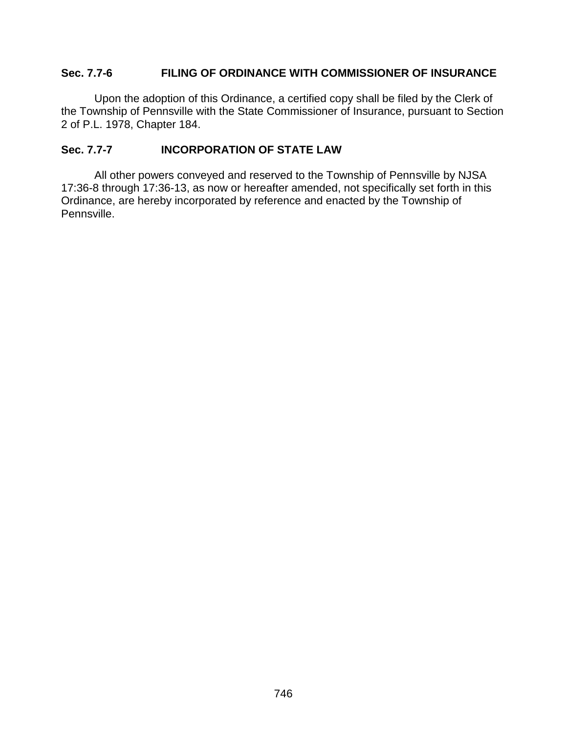### Sec. 7.7-6 FILING OF ORDINANCE WITH COMMISSIONER OF INSURANCE

Upon the adoption of this Ordinance, a certified copy shall be filed by the Clerk of the Township of Pennsville with the State Commissioner of Insurance, pursuant to Section 2 of P.L. 1978, Chapter 184.

### Sec. 7.7-7 INCORPORATION OF STATE LAW

All other powers conveyed and reserved to the Township of Pennsville by NJSA 17:36-8 through 17:36-13, as now or hereafter amended, not specifically set forth in this Ordinance, are hereby incorporated by reference and enacted by the Township of Pennsville.